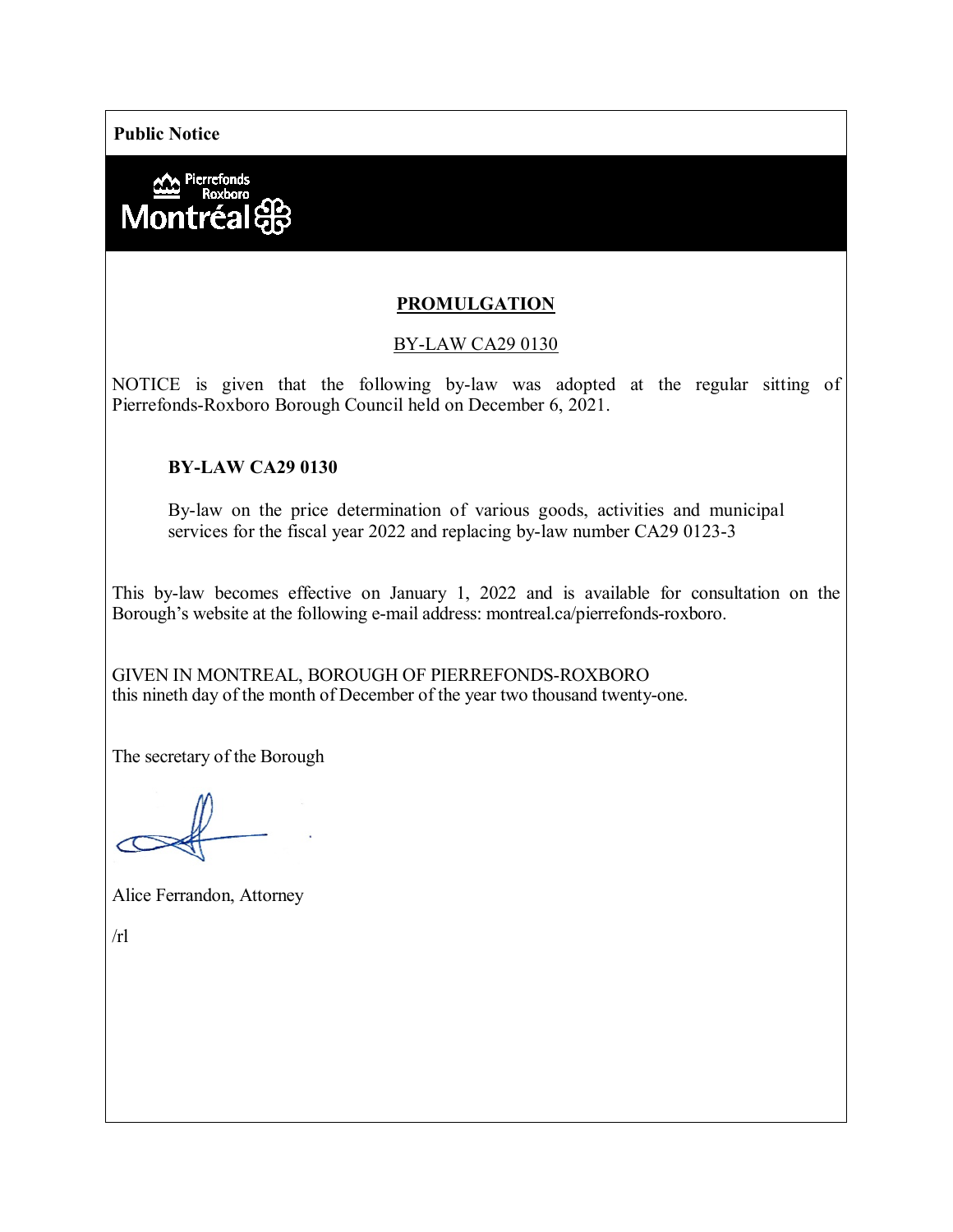**Public Notice**

Pierrefonds Roxboro Montréal

# PROMULGATION

BY-LAW CA29 0130

NOTICE is given that the following by-law was adopted at the regular sitting of Pierrefonds-Roxboro Borough Council held on December 6, 2021.

**BY-LAW CA29 0130**

By-law on the price determination of various goods, activities and municipal services for the fiscal year 2022 and replacing by-law number CA29 0123-3

This by-law becomes effective on January 1, 2022 and is available for consultation on the Borough's website at the following e-mail address: montreal.ca/pierrefonds-roxboro.

GIVEN IN MONTREAL, BOROUGH OF PIERREFONDS-ROXBORO
this nineth day of the month of December of the year two thousand twenty-one.

The secretary of the Borough

Alice Ferrandon, Attorney

/rl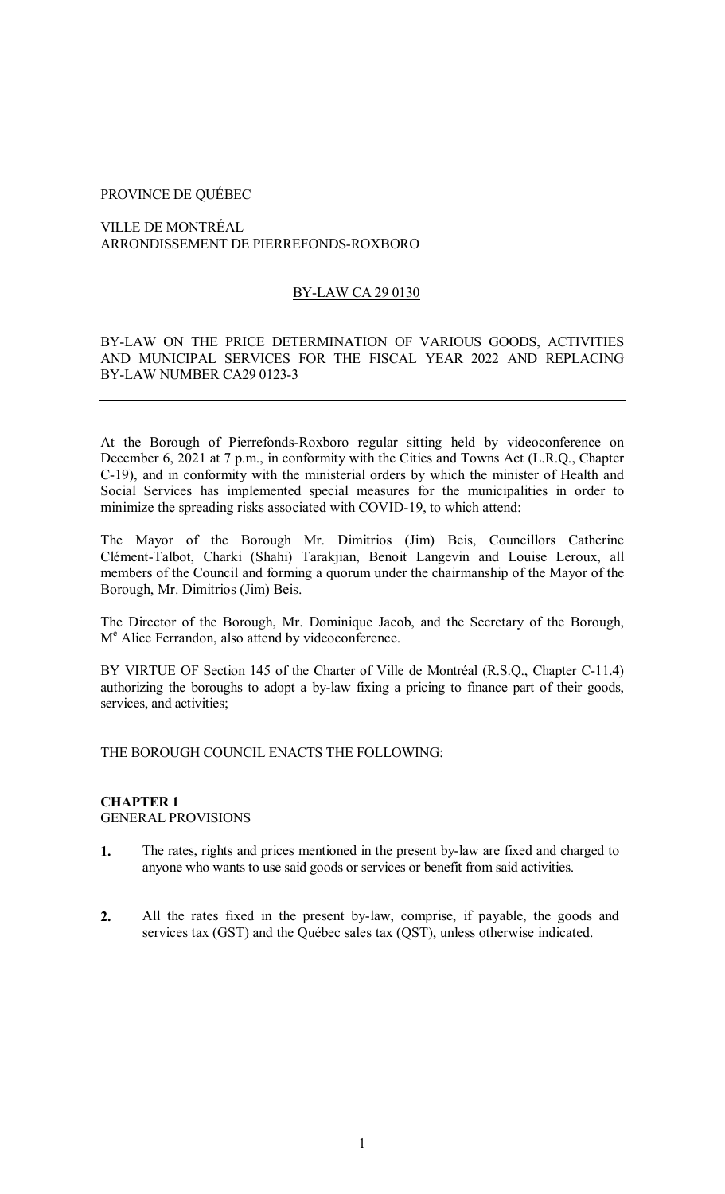PROVINCE DE QUÉBEC

VILLE DE MONTRÉAL
ARRONDISSEMENT DE PIERREFONDS-ROXBORO

BY-LAW CA 29 0130

BY-LAW ON THE PRICE DETERMINATION OF VARIOUS GOODS, ACTIVITIES AND MUNICIPAL SERVICES FOR THE FISCAL YEAR 2022 AND REPLACING BY-LAW NUMBER CA29 0123-3

---

At the Borough of Pierrefonds-Roxboro regular sitting held by videoconference on December 6, 2021 at 7 p.m., in conformity with the Cities and Towns Act (L.R.Q., Chapter C-19), and in conformity with the ministerial orders by which the minister of Health and Social Services has implemented special measures for the municipalities in order to minimize the spreading risks associated with COVID-19, to which attend:

The Mayor of the Borough Mr. Dimitrios (Jim) Beis, Councillors Catherine Clément-Talbot, Charki (Shahi) Tarakjian, Benoit Langevin and Louise Leroux, all members of the Council and forming a quorum under the chairmanship of the Mayor of the Borough, Mr. Dimitrios (Jim) Beis.

The Director of the Borough, Mr. Dominique Jacob, and the Secretary of the Borough, Me Alice Ferrandon, also attend by videoconference.

BY VIRTUE OF Section 145 of the Charter of Ville de Montréal (R.S.Q., Chapter C-11.4) authorizing the boroughs to adopt a by-law fixing a pricing to finance part of their goods, services, and activities;

THE BOROUGH COUNCIL ENACTS THE FOLLOWING:

**CHAPTER 1**
GENERAL PROVISIONS

**1.** The rates, rights and prices mentioned in the present by-law are fixed and charged to anyone who wants to use said goods or services or benefit from said activities.

**2.** All the rates fixed in the present by-law, comprise, if payable, the goods and services tax (GST) and the Québec sales tax (QST), unless otherwise indicated.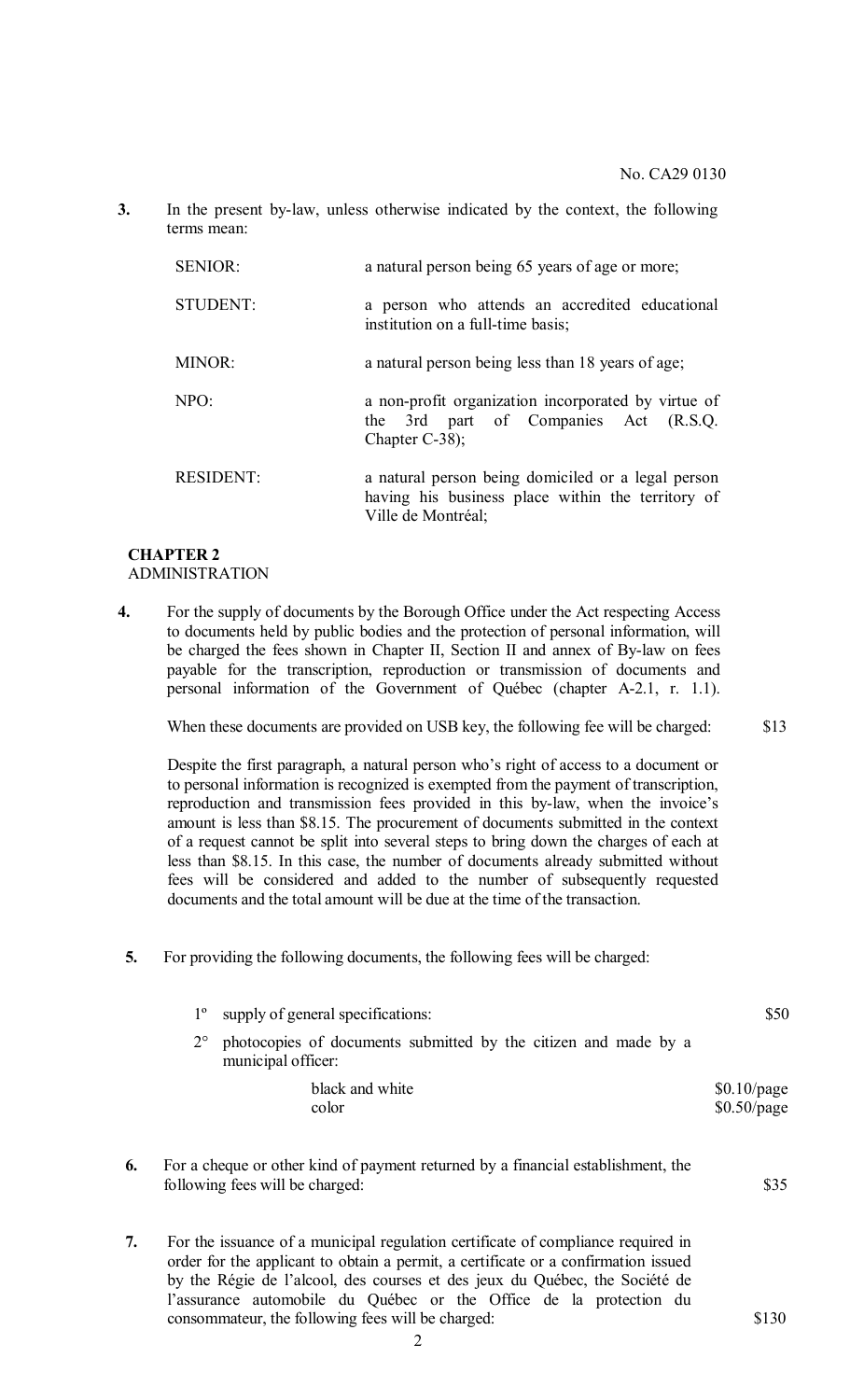No. CA29 0130

**3.** In the present by-law, unless otherwise indicated by the context, the following terms mean:

| | |
|---|---|
| SENIOR: | a natural person being 65 years of age or more; |
| STUDENT: | a person who attends an accredited educational institution on a full-time basis; |
| MINOR: | a natural person being less than 18 years of age; |
| NPO: | a non-profit organization incorporated by virtue of the 3rd part of Companies Act (R.S.Q. Chapter C-38); |
| RESIDENT: | a natural person being domiciled or a legal person having his business place within the territory of Ville de Montréal; |

**CHAPTER 2**
ADMINISTRATION

**4.** For the supply of documents by the Borough Office under the Act respecting Access to documents held by public bodies and the protection of personal information, will be charged the fees shown in Chapter II, Section II and annex of By-law on fees payable for the transcription, reproduction or transmission of documents and personal information of the Government of Québec (chapter A-2.1, r. 1.1).

When these documents are provided on USB key, the following fee will be charged: $13

Despite the first paragraph, a natural person who's right of access to a document or to personal information is recognized is exempted from the payment of transcription, reproduction and transmission fees provided in this by-law, when the invoice's amount is less than $8.15. The procurement of documents submitted in the context of a request cannot be split into several steps to bring down the charges of each at less than $8.15. In this case, the number of documents already submitted without fees will be considered and added to the number of subsequently requested documents and the total amount will be due at the time of the transaction.

**5.** For providing the following documents, the following fees will be charged:

1° supply of general specifications: $50

2° photocopies of documents submitted by the citizen and made by a municipal officer:

| | |
|---|---|
| black and white | $0.10/page |
| color | $0.50/page |

**6.** For a cheque or other kind of payment returned by a financial establishment, the following fees will be charged: $35

**7.** For the issuance of a municipal regulation certificate of compliance required in order for the applicant to obtain a permit, a certificate or a confirmation issued by the Régie de l'alcool, des courses et des jeux du Québec, the Société de l'assurance automobile du Québec or the Office de la protection du consommateur, the following fees will be charged: $130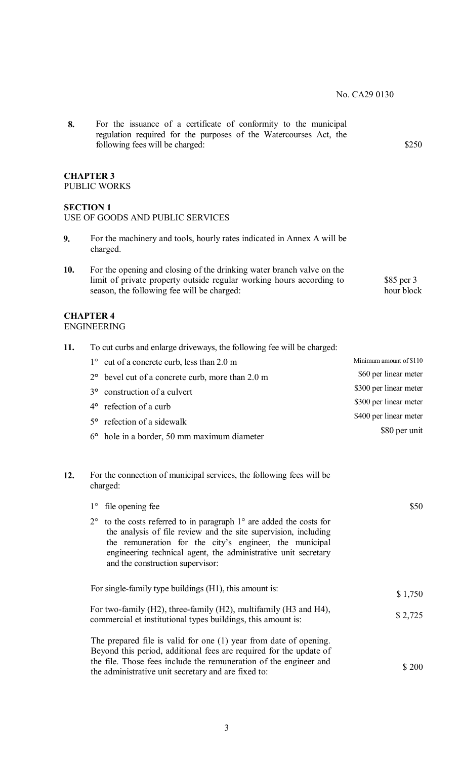No. CA29 0130

**8.** For the issuance of a certificate of conformity to the municipal regulation required for the purposes of the Watercourses Act, the following fees will be charged: $250

**CHAPTER 3**
PUBLIC WORKS

**SECTION 1**
USE OF GOODS AND PUBLIC SERVICES

**9.** For the machinery and tools, hourly rates indicated in Annex A will be charged.

**10.** For the opening and closing of the drinking water branch valve on the limit of private property outside regular working hours according to season, the following fee will be charged: $85 per 3 hour block

**CHAPTER 4**
ENGINEERING

**11.** To cut curbs and enlarge driveways, the following fee will be charged:

| | |
|---|---|
| 1° cut of a concrete curb, less than 2.0 m | Minimum amount of $110 |
| 2° bevel cut of a concrete curb, more than 2.0 m | $60 per linear meter |
| 3° construction of a culvert | $300 per linear meter |
| 4° refection of a curb | $300 per linear meter |
| 5° refection of a sidewalk | $400 per linear meter |
| 6° hole in a border, 50 mm maximum diameter | $80 per unit |

**12.** For the connection of municipal services, the following fees will be charged:

1° file opening fee $50

2° to the costs referred to in paragraph 1° are added the costs for the analysis of file review and the site supervision, including the remuneration for the city's engineer, the municipal engineering technical agent, the administrative unit secretary and the construction supervisor:

For single-family type buildings (H1), this amount is: $ 1,750

For two-family (H2), three-family (H2), multifamily (H3 and H4), commercial et institutional types buildings, this amount is: $ 2,725

The prepared file is valid for one (1) year from date of opening. Beyond this period, additional fees are required for the update of the file. Those fees include the remuneration of the engineer and the administrative unit secretary and are fixed to: $ 200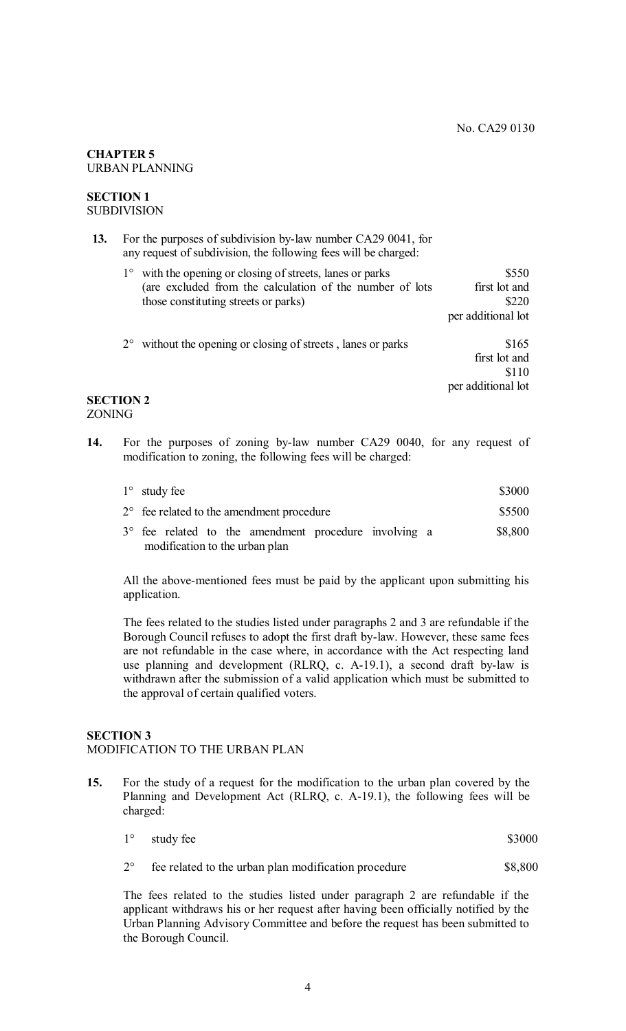No. CA29 0130

**CHAPTER 5**
URBAN PLANNING

**SECTION 1**
SUBDIVISION

**13.** For the purposes of subdivision by-law number CA29 0041, for any request of subdivision, the following fees will be charged:

| | |
|---|---|
| 1° with the opening or closing of streets, lanes or parks (are excluded from the calculation of the number of lots those constituting streets or parks) | \$550 first lot and \$220 per additional lot |
| 2° without the opening or closing of streets , lanes or parks | \$165 first lot and \$110 per additional lot |

**SECTION 2**
ZONING

**14.** For the purposes of zoning by-law number CA29 0040, for any request of modification to zoning, the following fees will be charged:

| | |
|---|---|
| 1° study fee | \$3000 |
| 2° fee related to the amendment procedure | \$5500 |
| 3° fee related to the amendment procedure involving a modification to the urban plan | \$8,800 |

All the above-mentioned fees must be paid by the applicant upon submitting his application.

The fees related to the studies listed under paragraphs 2 and 3 are refundable if the Borough Council refuses to adopt the first draft by-law. However, these same fees are not refundable in the case where, in accordance with the Act respecting land use planning and development (RLRQ, c. A-19.1), a second draft by-law is withdrawn after the submission of a valid application which must be submitted to the approval of certain qualified voters.

**SECTION 3**
MODIFICATION TO THE URBAN PLAN

**15.** For the study of a request for the modification to the urban plan covered by the Planning and Development Act (RLRQ, c. A-19.1), the following fees will be charged:

| | |
|---|---|
| 1° study fee | \$3000 |
| 2° fee related to the urban plan modification procedure | \$8,800 |

The fees related to the studies listed under paragraph 2 are refundable if the applicant withdraws his or her request after having been officially notified by the Urban Planning Advisory Committee and before the request has been submitted to the Borough Council.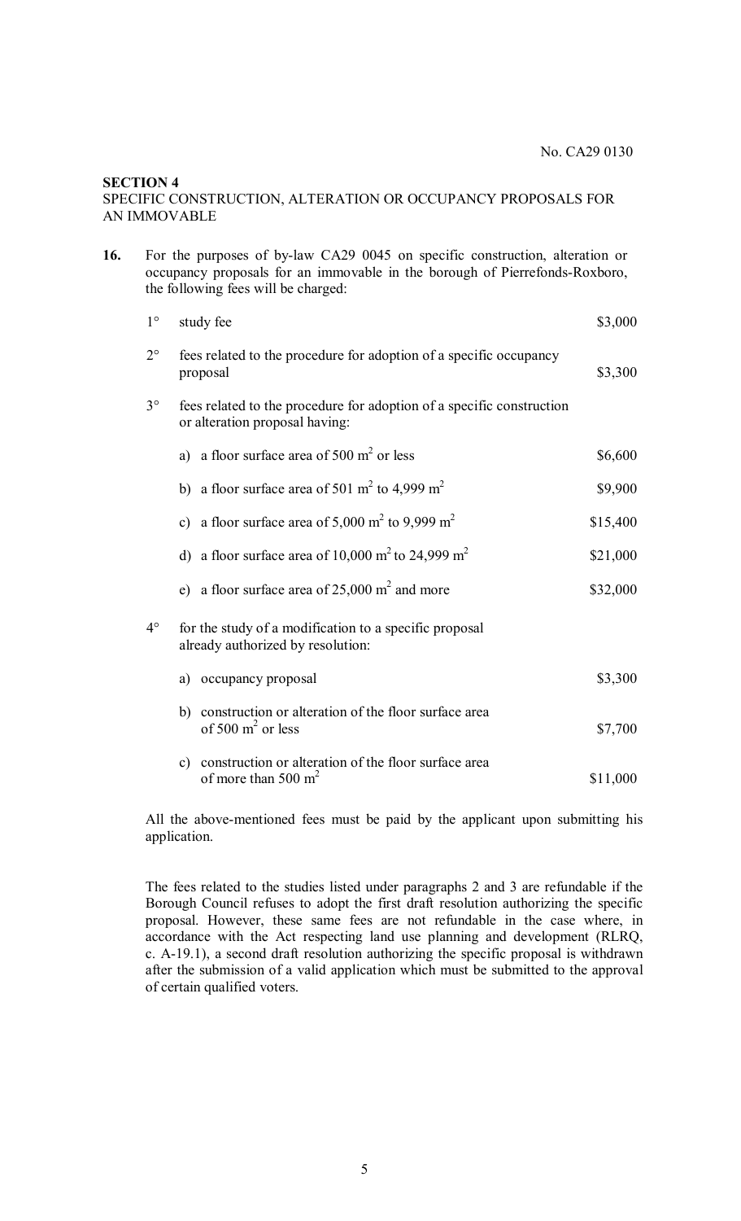No. CA29 0130

**SECTION 4**
SPECIFIC CONSTRUCTION, ALTERATION OR OCCUPANCY PROPOSALS FOR AN IMMOVABLE

**16.** For the purposes of by-law CA29 0045 on specific construction, alteration or occupancy proposals for an immovable in the borough of Pierrefonds-Roxboro, the following fees will be charged:

| | | |
|---|---|---|
| 1° | study fee | \$3,000 |
| 2° | fees related to the procedure for adoption of a specific occupancy proposal | \$3,300 |
| 3° | fees related to the procedure for adoption of a specific construction or alteration proposal having: | |
| | a) a floor surface area of 500 m² or less | \$6,600 |
| | b) a floor surface area of 501 m² to 4,999 m² | \$9,900 |
| | c) a floor surface area of 5,000 m² to 9,999 m² | \$15,400 |
| | d) a floor surface area of 10,000 m² to 24,999 m² | \$21,000 |
| | e) a floor surface area of 25,000 m² and more | \$32,000 |
| 4° | for the study of a modification to a specific proposal already authorized by resolution: | |
| | a) occupancy proposal | \$3,300 |
| | b) construction or alteration of the floor surface area of 500 m² or less | \$7,700 |
| | c) construction or alteration of the floor surface area of more than 500 m² | \$11,000 |

All the above-mentioned fees must be paid by the applicant upon submitting his application.

The fees related to the studies listed under paragraphs 2 and 3 are refundable if the Borough Council refuses to adopt the first draft resolution authorizing the specific proposal. However, these same fees are not refundable in the case where, in accordance with the Act respecting land use planning and development (RLRQ, c. A-19.1), a second draft resolution authorizing the specific proposal is withdrawn after the submission of a valid application which must be submitted to the approval of certain qualified voters.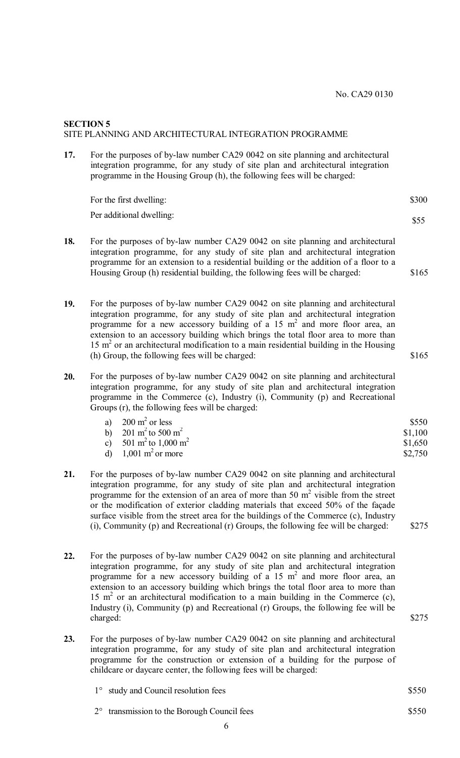No. CA29 0130

## SECTION 5

SITE PLANNING AND ARCHITECTURAL INTEGRATION PROGRAMME

**17.** For the purposes of by-law number CA29 0042 on site planning and architectural integration programme, for any study of site plan and architectural integration programme in the Housing Group (h), the following fees will be charged:

| | |
|---|---|
| For the first dwelling: | \$300 |
| Per additional dwelling: | \$55 |

**18.** For the purposes of by-law number CA29 0042 on site planning and architectural integration programme, for any study of site plan and architectural integration programme for an extension to a residential building or the addition of a floor to a Housing Group (h) residential building, the following fees will be charged: \$165

**19.** For the purposes of by-law number CA29 0042 on site planning and architectural integration programme, for any study of site plan and architectural integration programme for a new accessory building of a 15 $m^2$ and more floor area, an extension to an accessory building which brings the total floor area to more than 15 $m^2$ or an architectural modification to a main residential building in the Housing (h) Group, the following fees will be charged: \$165

**20.** For the purposes of by-law number CA29 0042 on site planning and architectural integration programme, for any study of site plan and architectural integration programme in the Commerce (c), Industry (i), Community (p) and Recreational Groups (r), the following fees will be charged:

| | |
|---|---|
| a) 200 $m^2$ or less | \$550 |
| b) 201 $m^2$ to 500 $m^2$ | \$1,100 |
| c) 501 $m^2$ to 1,000 $m^2$ | \$1,650 |
| d) 1,001 $m^2$ or more | \$2,750 |

**21.** For the purposes of by-law number CA29 0042 on site planning and architectural integration programme, for any study of site plan and architectural integration programme for the extension of an area of more than 50 $m^2$ visible from the street or the modification of exterior cladding materials that exceed 50% of the façade surface visible from the street area for the buildings of the Commerce (c), Industry (i), Community (p) and Recreational (r) Groups, the following fee will be charged: \$275

**22.** For the purposes of by-law number CA29 0042 on site planning and architectural integration programme, for any study of site plan and architectural integration programme for a new accessory building of a 15 $m^2$ and more floor area, an extension to an accessory building which brings the total floor area to more than 15 $m^2$ or an architectural modification to a main building in the Commerce (c), Industry (i), Community (p) and Recreational (r) Groups, the following fee will be charged: \$275

**23.** For the purposes of by-law number CA29 0042 on site planning and architectural integration programme, for any study of site plan and architectural integration programme for the construction or extension of a building for the purpose of childcare or daycare center, the following fees will be charged:

| | |
|---|---|
| 1° study and Council resolution fees | \$550 |
| 2° transmission to the Borough Council fees | \$550 |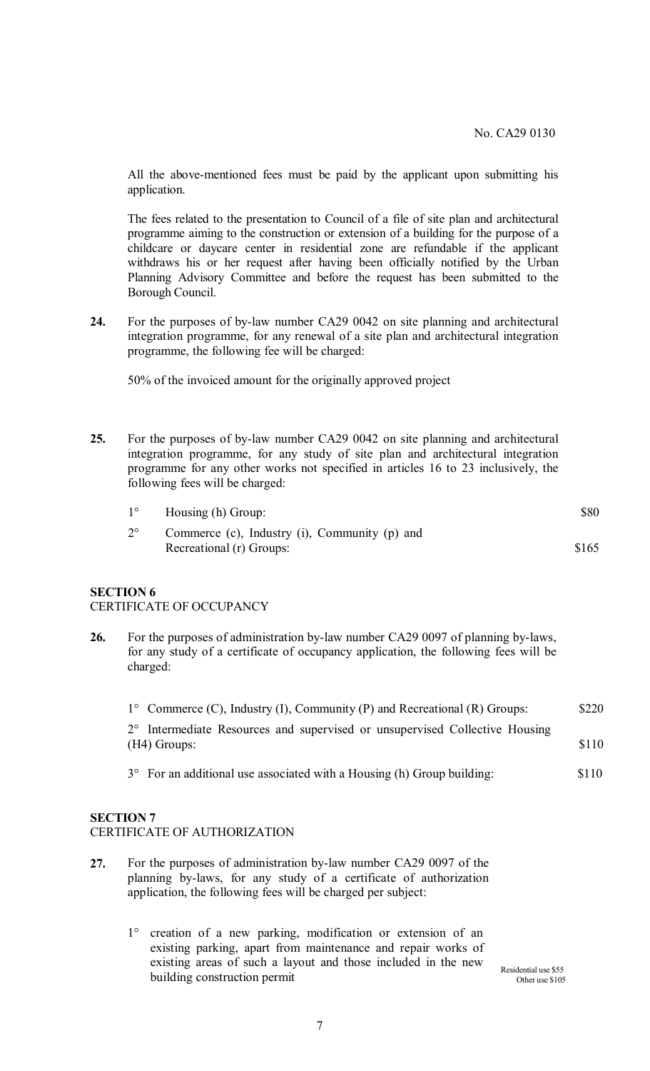No. CA29 0130

All the above-mentioned fees must be paid by the applicant upon submitting his application.

The fees related to the presentation to Council of a file of site plan and architectural programme aiming to the construction or extension of a building for the purpose of a childcare or daycare center in residential zone are refundable if the applicant withdraws his or her request after having been officially notified by the Urban Planning Advisory Committee and before the request has been submitted to the Borough Council.

**24.** For the purposes of by-law number CA29 0042 on site planning and architectural integration programme, for any renewal of a site plan and architectural integration programme, the following fee will be charged:

50% of the invoiced amount for the originally approved project

**25.** For the purposes of by-law number CA29 0042 on site planning and architectural integration programme, for any study of site plan and architectural integration programme for any other works not specified in articles 16 to 23 inclusively, the following fees will be charged:

| | | |
|---|---|---|
| 1° | Housing (h) Group: | $80 |
| 2° | Commerce (c), Industry (i), Community (p) and Recreational (r) Groups: | $165 |

**SECTION 6**
CERTIFICATE OF OCCUPANCY

**26.** For the purposes of administration by-law number CA29 0097 of planning by-laws, for any study of a certificate of occupancy application, the following fees will be charged:

| | | |
|---|---|---|
| 1° | Commerce (C), Industry (I), Community (P) and Recreational (R) Groups: | $220 |
| 2° | Intermediate Resources and supervised or unsupervised Collective Housing (H4) Groups: | $110 |
| 3° | For an additional use associated with a Housing (h) Group building: | $110 |

**SECTION 7**
CERTIFICATE OF AUTHORIZATION

**27.** For the purposes of administration by-law number CA29 0097 of the planning by-laws, for any study of a certificate of authorization application, the following fees will be charged per subject:

| | | |
|---|---|---|
| 1° | creation of a new parking, modification or extension of an existing parking, apart from maintenance and repair works of existing areas of such a layout and those included in the new building construction permit | Residential use $55<br>Other use $105 |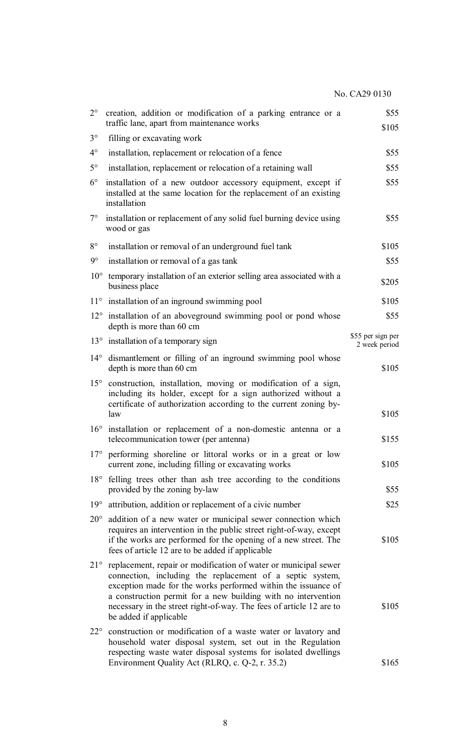| | | |
|---|---|---|
| 2° | creation, addition or modification of a parking entrance or a traffic lane, apart from maintenance works | $55 |
| 3° | filling or excavating work | $105 |
| 4° | installation, replacement or relocation of a fence | $55 |
| 5° | installation, replacement or relocation of a retaining wall | $55 |
| 6° | installation of a new outdoor accessory equipment, except if installed at the same location for the replacement of an existing installation | $55 |
| 7° | installation or replacement of any solid fuel burning device using wood or gas | $55 |
| 8° | installation or removal of an underground fuel tank | $105 |
| 9° | installation or removal of a gas tank | $55 |
| 10° | temporary installation of an exterior selling area associated with a business place | $205 |
| 11° | installation of an inground swimming pool | $105 |
| 12° | installation of an aboveground swimming pool or pond whose depth is more than 60 cm | $55 |
| 13° | installation of a temporary sign | $55 per sign per 2 week period |
| 14° | dismantlement or filling of an inground swimming pool whose depth is more than 60 cm | $105 |
| 15° | construction, installation, moving or modification of a sign, including its holder, except for a sign authorized without a certificate of authorization according to the current zoning by-law | $105 |
| 16° | installation or replacement of a non-domestic antenna or a telecommunication tower (per antenna) | $155 |
| 17° | performing shoreline or littoral works or in a great or low current zone, including filling or excavating works | $105 |
| 18° | felling trees other than ash tree according to the conditions provided by the zoning by-law | $55 |
| 19° | attribution, addition or replacement of a civic number | $25 |
| 20° | addition of a new water or municipal sewer connection which requires an intervention in the public street right-of-way, except if the works are performed for the opening of a new street. The fees of article 12 are to be added if applicable | $105 |
| 21° | replacement, repair or modification of water or municipal sewer connection, including the replacement of a septic system, exception made for the works performed within the issuance of a construction permit for a new building with no intervention necessary in the street right-of-way. The fees of article 12 are to be added if applicable | $105 |
| 22° | construction or modification of a waste water or lavatory and household water disposal system, set out in the Regulation respecting waste water disposal systems for isolated dwellings Environment Quality Act (RLRQ, c. Q-2, r. 35.2) | $165 |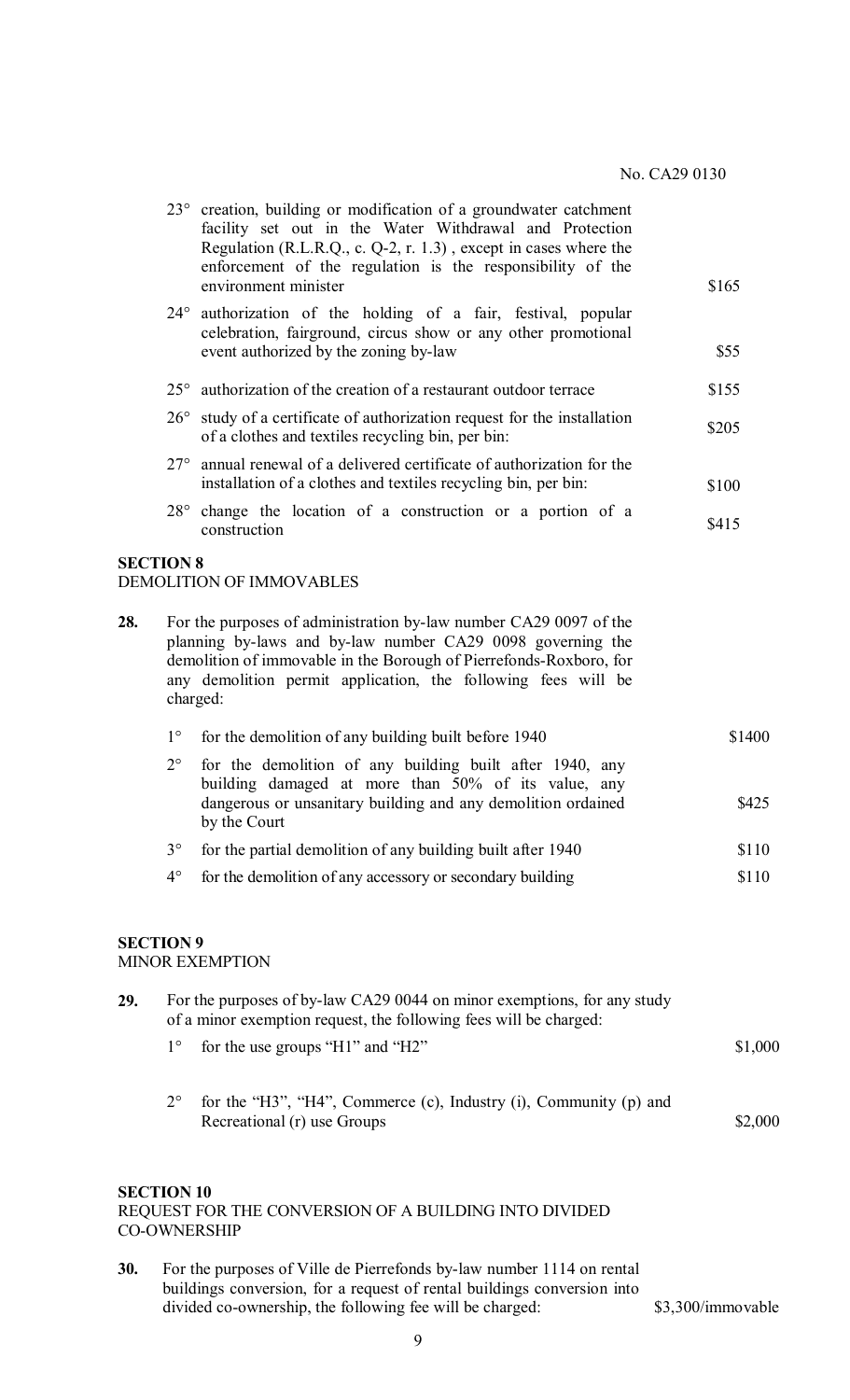23° creation, building or modification of a groundwater catchment facility set out in the Water Withdrawal and Protection Regulation (R.L.R.Q., c. Q-2, r. 1.3) , except in cases where the enforcement of the regulation is the responsibility of the environment minister — $165

24° authorization of the holding of a fair, festival, popular celebration, fairground, circus show or any other promotional event authorized by the zoning by-law — $55

25° authorization of the creation of a restaurant outdoor terrace — $155

26° study of a certificate of authorization request for the installation of a clothes and textiles recycling bin, per bin: — $205

27° annual renewal of a delivered certificate of authorization for the installation of a clothes and textiles recycling bin, per bin: — $100

28° change the location of a construction or a portion of a construction — $415

**SECTION 8**
DEMOLITION OF IMMOVABLES

**28.** For the purposes of administration by-law number CA29 0097 of the planning by-laws and by-law number CA29 0098 governing the demolition of immovable in the Borough of Pierrefonds-Roxboro, for any demolition permit application, the following fees will be charged:

1° for the demolition of any building built before 1940 — $1400

2° for the demolition of any building built after 1940, any building damaged at more than 50% of its value, any dangerous or unsanitary building and any demolition ordained by the Court — $425

3° for the partial demolition of any building built after 1940 — $110

4° for the demolition of any accessory or secondary building — $110

**SECTION 9**
MINOR EXEMPTION

**29.** For the purposes of by-law CA29 0044 on minor exemptions, for any study of a minor exemption request, the following fees will be charged:

1° for the use groups "H1" and "H2" — $1,000

2° for the "H3", "H4", Commerce (c), Industry (i), Community (p) and Recreational (r) use Groups — $2,000

**SECTION 10**
REQUEST FOR THE CONVERSION OF A BUILDING INTO DIVIDED CO-OWNERSHIP

**30.** For the purposes of Ville de Pierrefonds by-law number 1114 on rental buildings conversion, for a request of rental buildings conversion into divided co-ownership, the following fee will be charged: — $3,300/immovable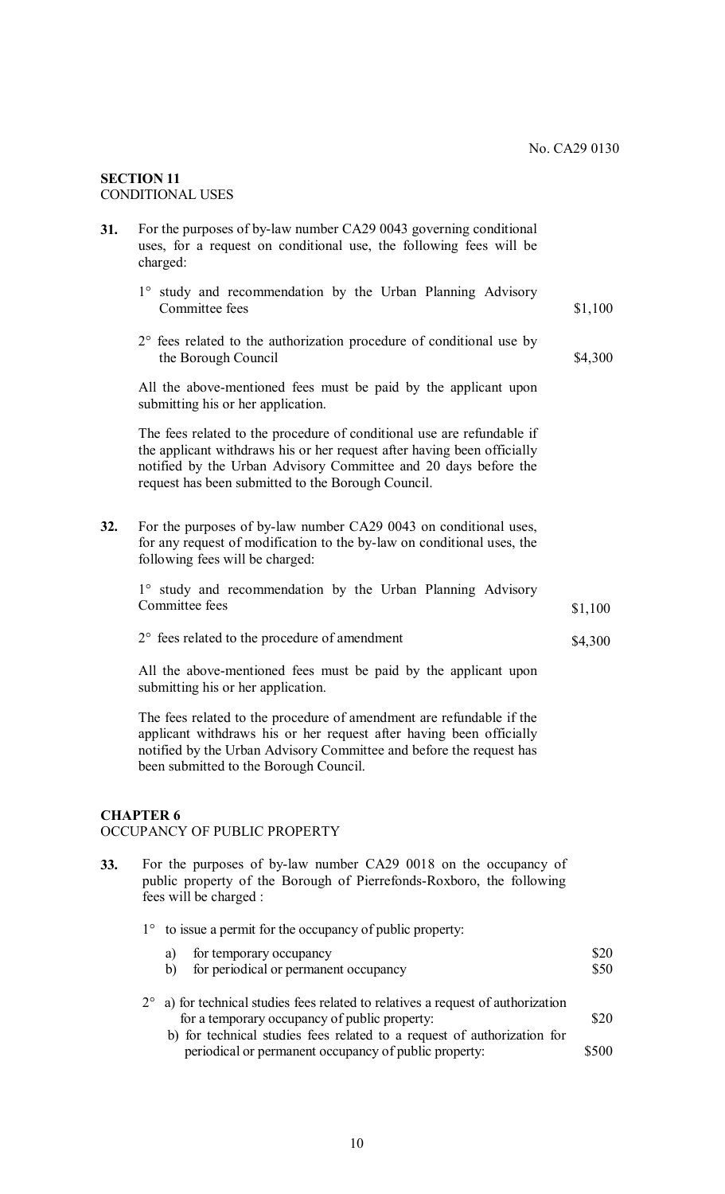No. CA29 0130

**SECTION 11**
CONDITIONAL USES

**31.** For the purposes of by-law number CA29 0043 governing conditional uses, for a request on conditional use, the following fees will be charged:

1° study and recommendation by the Urban Planning Advisory Committee fees — $1,100

2° fees related to the authorization procedure of conditional use by the Borough Council — $4,300

All the above-mentioned fees must be paid by the applicant upon submitting his or her application.

The fees related to the procedure of conditional use are refundable if the applicant withdraws his or her request after having been officially notified by the Urban Advisory Committee and 20 days before the request has been submitted to the Borough Council.

**32.** For the purposes of by-law number CA29 0043 on conditional uses, for any request of modification to the by-law on conditional uses, the following fees will be charged:

1° study and recommendation by the Urban Planning Advisory Committee fees — $1,100

2° fees related to the procedure of amendment — $4,300

All the above-mentioned fees must be paid by the applicant upon submitting his or her application.

The fees related to the procedure of amendment are refundable if the applicant withdraws his or her request after having been officially notified by the Urban Advisory Committee and before the request has been submitted to the Borough Council.

**CHAPTER 6**
OCCUPANCY OF PUBLIC PROPERTY

**33.** For the purposes of by-law number CA29 0018 on the occupancy of public property of the Borough of Pierrefonds-Roxboro, the following fees will be charged :

1° to issue a permit for the occupancy of public property:

a) for temporary occupancy — $20
b) for periodical or permanent occupancy — $50

2° a) for technical studies fees related to relatives a request of authorization for a temporary occupancy of public property: — $20
b) for technical studies fees related to a request of authorization for periodical or permanent occupancy of public property: — $500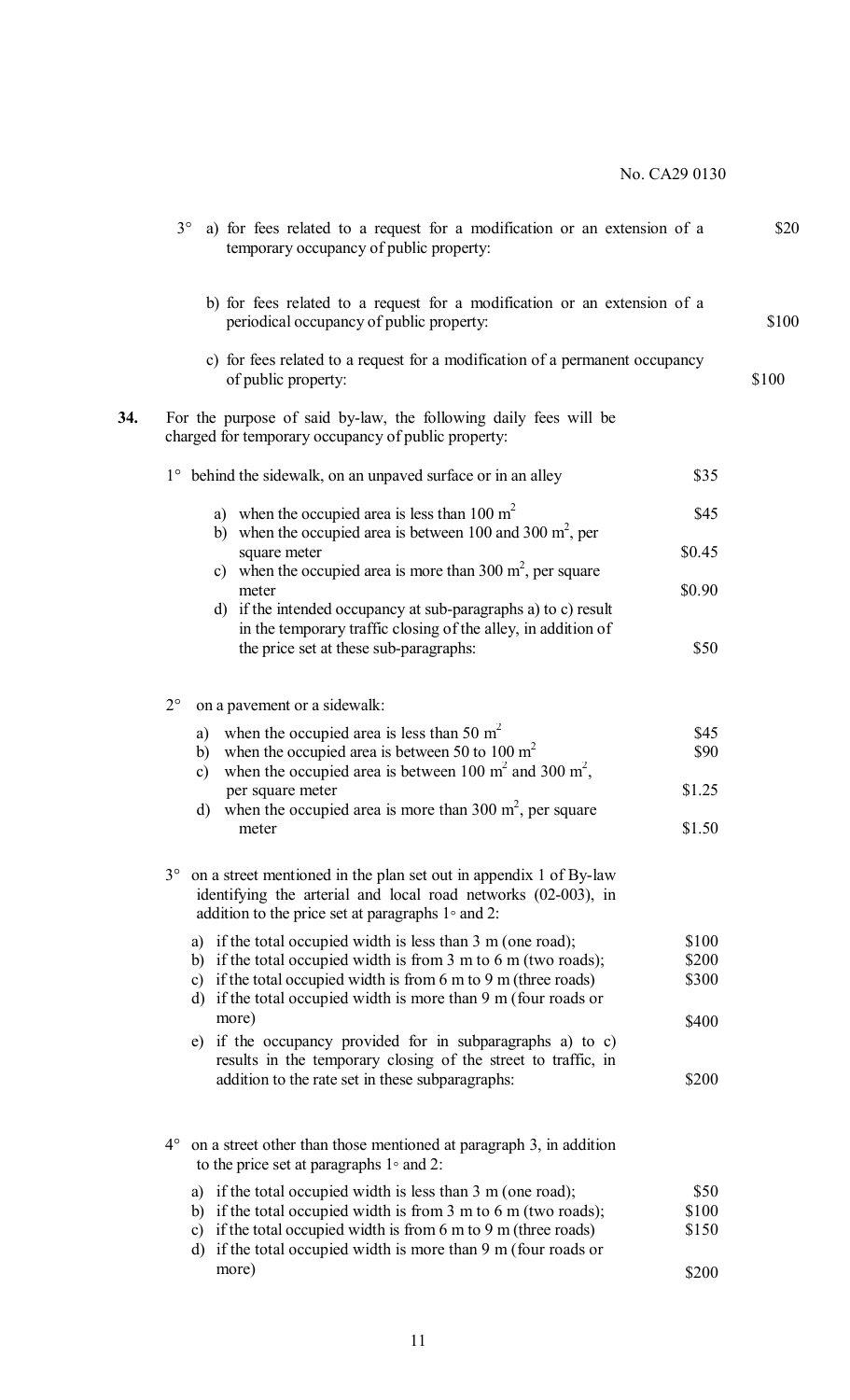No. CA29 0130

3° a) for fees related to a request for a modification or an extension of a temporary occupancy of public property: $20

b) for fees related to a request for a modification or an extension of a periodical occupancy of public property: $100

c) for fees related to a request for a modification of a permanent occupancy of public property: $100

**34.** For the purpose of said by-law, the following daily fees will be charged for temporary occupancy of public property:

1° behind the sidewalk, on an unpaved surface or in an alley $35

- a) when the occupied area is less than 100 m$^2$ $45
- b) when the occupied area is between 100 and 300 m$^2$, per square meter $0.45
- c) when the occupied area is more than 300 m$^2$, per square meter $0.90
- d) if the intended occupancy at sub-paragraphs a) to c) result in the temporary traffic closing of the alley, in addition of the price set at these sub-paragraphs: $50

2° on a pavement or a sidewalk:

- a) when the occupied area is less than 50 m$^2$ $45
- b) when the occupied area is between 50 to 100 m$^2$ $90
- c) when the occupied area is between 100 m$^2$ and 300 m$^2$, per square meter $1.25
- d) when the occupied area is more than 300 m$^2$, per square meter $1.50

3° on a street mentioned in the plan set out in appendix 1 of By-law identifying the arterial and local road networks (02-003), in addition to the price set at paragraphs 1◦ and 2:

- a) if the total occupied width is less than 3 m (one road); $100
- b) if the total occupied width is from 3 m to 6 m (two roads); $200
- c) if the total occupied width is from 6 m to 9 m (three roads) $300
- d) if the total occupied width is more than 9 m (four roads or more) $400
- e) if the occupancy provided for in subparagraphs a) to c) results in the temporary closing of the street to traffic, in addition to the rate set in these subparagraphs: $200

4° on a street other than those mentioned at paragraph 3, in addition to the price set at paragraphs 1◦ and 2:

- a) if the total occupied width is less than 3 m (one road); $50
- b) if the total occupied width is from 3 m to 6 m (two roads); $100
- c) if the total occupied width is from 6 m to 9 m (three roads) $150
- d) if the total occupied width is more than 9 m (four roads or more) $200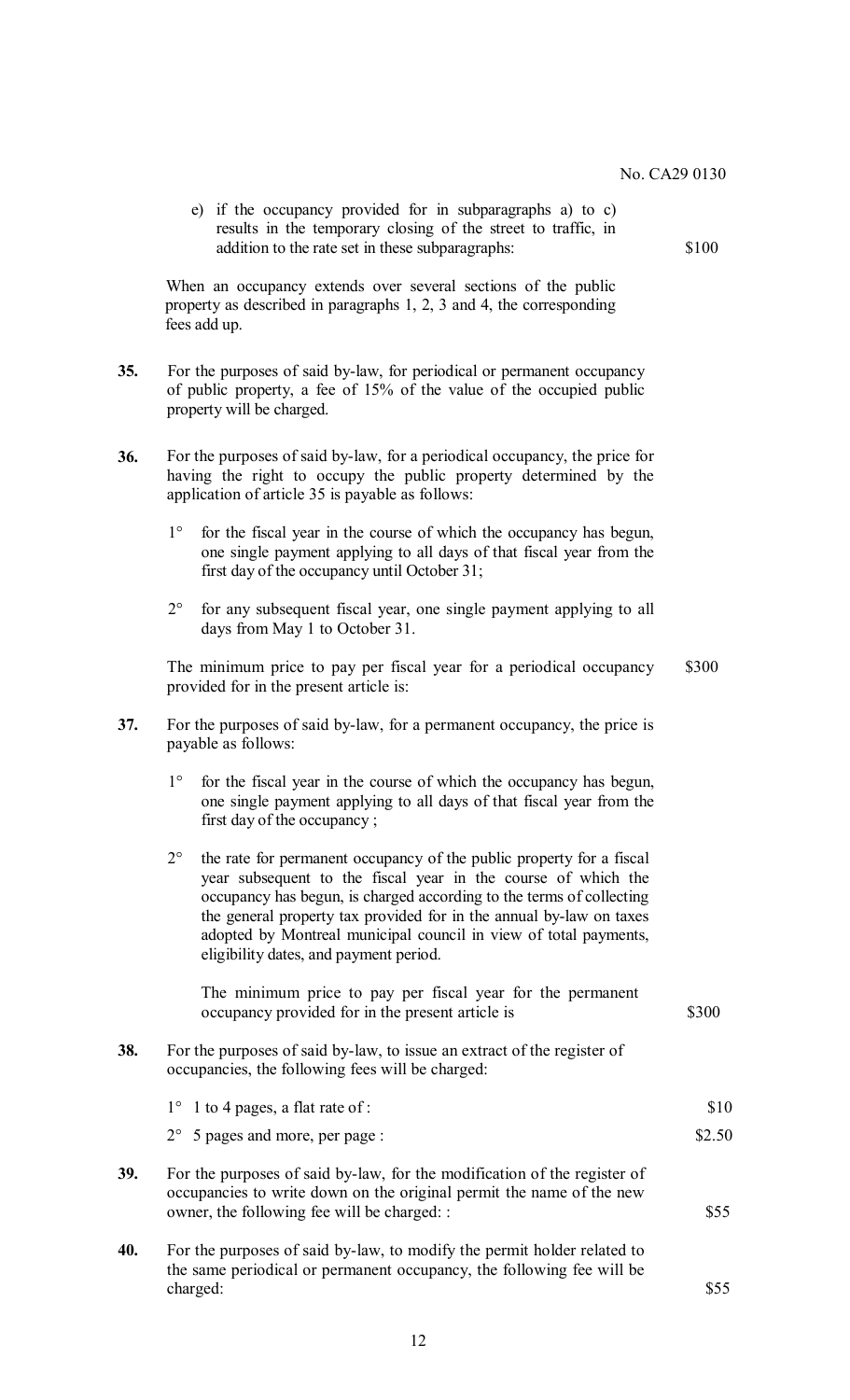e) if the occupancy provided for in subparagraphs a) to c) results in the temporary closing of the street to traffic, in addition to the rate set in these subparagraphs: $100

When an occupancy extends over several sections of the public property as described in paragraphs 1, 2, 3 and 4, the corresponding fees add up.

**35.** For the purposes of said by-law, for periodical or permanent occupancy of public property, a fee of 15% of the value of the occupied public property will be charged.

**36.** For the purposes of said by-law, for a periodical occupancy, the price for having the right to occupy the public property determined by the application of article 35 is payable as follows:

1° for the fiscal year in the course of which the occupancy has begun, one single payment applying to all days of that fiscal year from the first day of the occupancy until October 31;

2° for any subsequent fiscal year, one single payment applying to all days from May 1 to October 31.

The minimum price to pay per fiscal year for a periodical occupancy provided for in the present article is: $300

**37.** For the purposes of said by-law, for a permanent occupancy, the price is payable as follows:

1° for the fiscal year in the course of which the occupancy has begun, one single payment applying to all days of that fiscal year from the first day of the occupancy ;

2° the rate for permanent occupancy of the public property for a fiscal year subsequent to the fiscal year in the course of which the occupancy has begun, is charged according to the terms of collecting the general property tax provided for in the annual by-law on taxes adopted by Montreal municipal council in view of total payments, eligibility dates, and payment period.

The minimum price to pay per fiscal year for the permanent occupancy provided for in the present article is $300

**38.** For the purposes of said by-law, to issue an extract of the register of occupancies, the following fees will be charged:

1° 1 to 4 pages, a flat rate of : $10

2° 5 pages and more, per page : $2.50

**39.** For the purposes of said by-law, for the modification of the register of occupancies to write down on the original permit the name of the new owner, the following fee will be charged: : $55

**40.** For the purposes of said by-law, to modify the permit holder related to the same periodical or permanent occupancy, the following fee will be charged: $55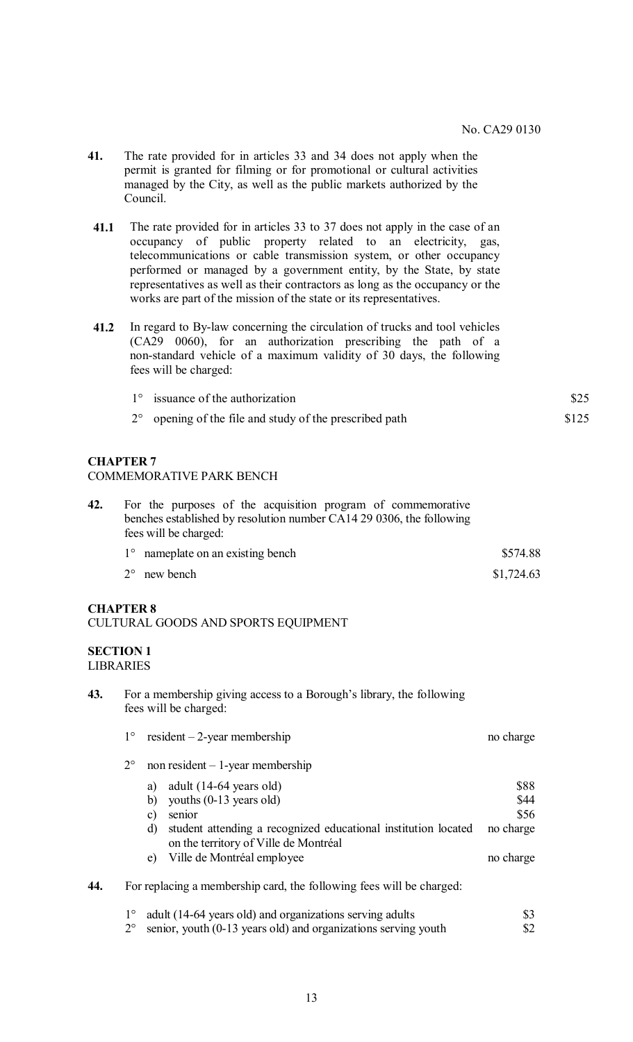**41.** The rate provided for in articles 33 and 34 does not apply when the permit is granted for filming or for promotional or cultural activities managed by the City, as well as the public markets authorized by the Council.

**41.1** The rate provided for in articles 33 to 37 does not apply in the case of an occupancy of public property related to an electricity, gas, telecommunications or cable transmission system, or other occupancy performed or managed by a government entity, by the State, by state representatives as well as their contractors as long as the occupancy or the works are part of the mission of the state or its representatives.

**41.2** In regard to By-law concerning the circulation of trucks and tool vehicles (CA29 0060), for an authorization prescribing the path of a non-standard vehicle of a maximum validity of 30 days, the following fees will be charged:

| | | |
|---|---|---|
| 1° | issuance of the authorization | $25 |
| 2° | opening of the file and study of the prescribed path | $125 |

## CHAPTER 7
COMMEMORATIVE PARK BENCH

**42.** For the purposes of the acquisition program of commemorative benches established by resolution number CA14 29 0306, the following fees will be charged:

| | | |
|---|---|---|
| 1° | nameplate on an existing bench | $574.88 |
| 2° | new bench | $1,724.63 |

## CHAPTER 8
CULTURAL GOODS AND SPORTS EQUIPMENT

### SECTION 1
LIBRARIES

**43.** For a membership giving access to a Borough's library, the following fees will be charged:

1° resident – 2-year membership — no charge

2° non resident – 1-year membership

| | | |
|---|---|---|
| a) | adult (14-64 years old) | $88 |
| b) | youths (0-13 years old) | $44 |
| c) | senior | $56 |
| d) | student attending a recognized educational institution located on the territory of Ville de Montréal | no charge |
| e) | Ville de Montréal employee | no charge |

**44.** For replacing a membership card, the following fees will be charged:

| | | |
|---|---|---|
| 1° | adult (14-64 years old) and organizations serving adults | $3 |
| 2° | senior, youth (0-13 years old) and organizations serving youth | $2 |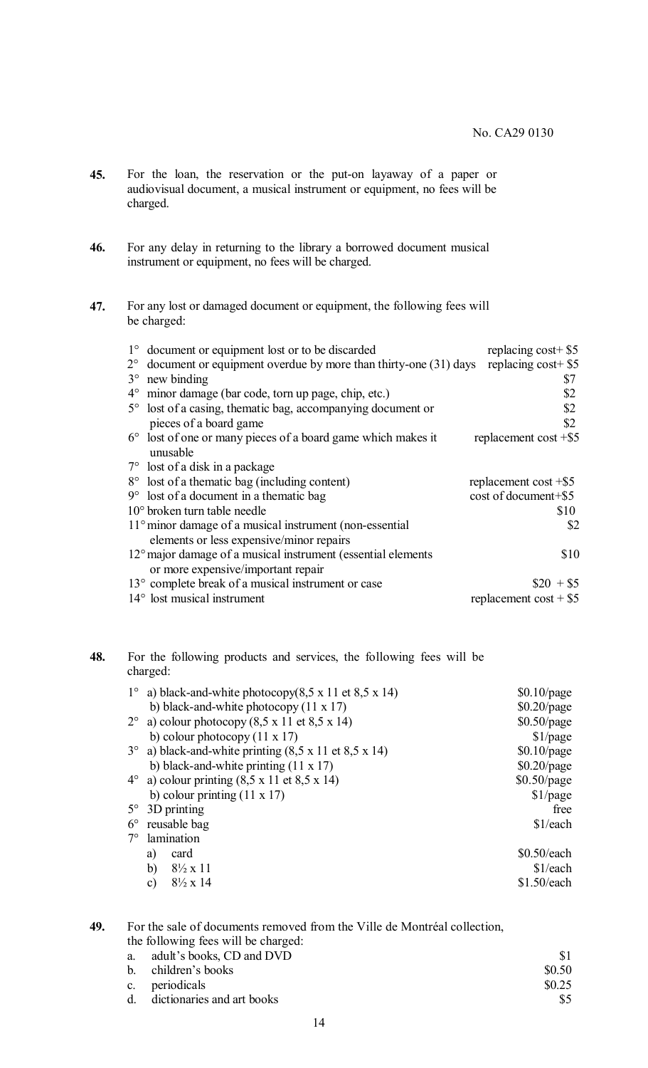No. CA29 0130

**45.** For the loan, the reservation or the put-on layaway of a paper or audiovisual document, a musical instrument or equipment, no fees will be charged.

**46.** For any delay in returning to the library a borrowed document musical instrument or equipment, no fees will be charged.

**47.** For any lost or damaged document or equipment, the following fees will be charged:

| | |
|---|---|
| 1° document or equipment lost or to be discarded | replacing cost+ $5 |
| 2° document or equipment overdue by more than thirty-one (31) days | replacing cost+ $5 |
| 3° new binding | $7 |
| 4° minor damage (bar code, torn up page, chip, etc.) | $2 |
| 5° lost of a casing, thematic bag, accompanying document or pieces of a board game | $2<br>$2 |
| 6° lost of one or many pieces of a board game which makes it unusable | replacement cost +$5 |
| 7° lost of a disk in a package | |
| 8° lost of a thematic bag (including content) | replacement cost +$5 |
| 9° lost of a document in a thematic bag | cost of document+$5 |
| 10° broken turn table needle | $10 |
| 11° minor damage of a musical instrument (non-essential elements or less expensive/minor repairs | $2 |
| 12° major damage of a musical instrument (essential elements or more expensive/important repair | $10 |
| 13° complete break of a musical instrument or case | $20 + $5 |
| 14° lost musical instrument | replacement cost + $5 |

**48.** For the following products and services, the following fees will be charged:

| | |
|---|---|
| 1° a) black-and-white photocopy(8,5 x 11 et 8,5 x 14) | $0.10/page |
| b) black-and-white photocopy (11 x 17) | $0.20/page |
| 2° a) colour photocopy (8,5 x 11 et 8,5 x 14) | $0.50/page |
| b) colour photocopy (11 x 17) | $1/page |
| 3° a) black-and-white printing (8,5 x 11 et 8,5 x 14) | $0.10/page |
| b) black-and-white printing (11 x 17) | $0.20/page |
| 4° a) colour printing (8,5 x 11 et 8,5 x 14) | $0.50/page |
| b) colour printing (11 x 17) | $1/page |
| 5° 3D printing | free |
| 6° reusable bag | $1/each |
| 7° lamination | |
| a) card | $0.50/each |
| b) 8½ x 11 | $1/each |
| c) 8½ x 14 | $1.50/each |

**49.** For the sale of documents removed from the Ville de Montréal collection, the following fees will be charged:

| | |
|---|---|
| a. adult's books, CD and DVD | $1 |
| b. children's books | $0.50 |
| c. periodicals | $0.25 |
| d. dictionaries and art books | $5 |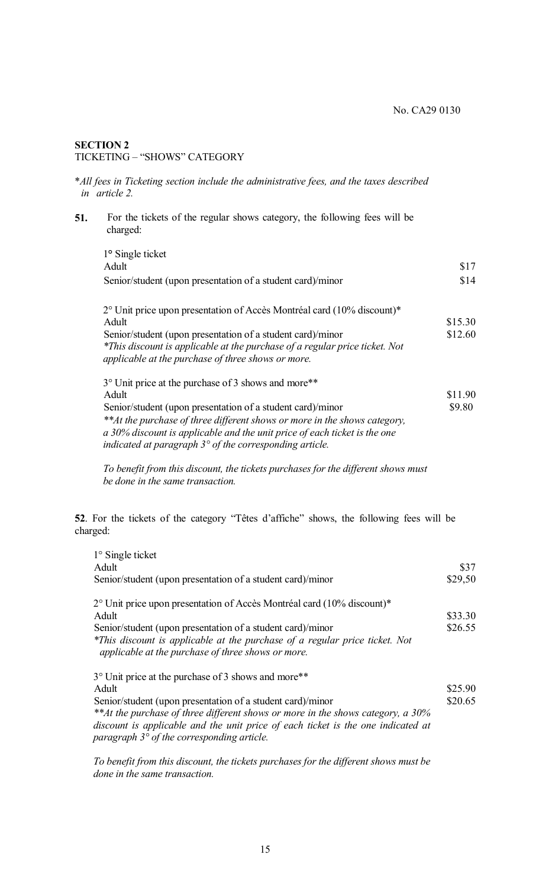No. CA29 0130

**SECTION 2**
TICKETING – "SHOWS" CATEGORY

**All fees in Ticketing section include the administrative fees, and the taxes described in article 2.*

**51.** For the tickets of the regular shows category, the following fees will be charged:

1° Single ticket

| | |
|---|---|
| Adult | $17 |
| Senior/student (upon presentation of a student card)/minor | $14 |

2° Unit price upon presentation of Accès Montréal card (10% discount)*

| | |
|---|---|
| Adult | $15.30 |
| Senior/student (upon presentation of a student card)/minor | $12.60 |

**This discount is applicable at the purchase of a regular price ticket. Not applicable at the purchase of three shows or more.*

3° Unit price at the purchase of 3 shows and more**

| | |
|---|---|
| Adult | $11.90 |
| Senior/student (upon presentation of a student card)/minor | $9.80 |

***At the purchase of three different shows or more in the shows category, a 30% discount is applicable and the unit price of each ticket is the one indicated at paragraph 3° of the corresponding article.*

*To benefit from this discount, the tickets purchases for the different shows must be done in the same transaction.*

**52**. For the tickets of the category "Têtes d'affiche" shows, the following fees will be charged:

1° Single ticket

| | |
|---|---|
| Adult | $37 |
| Senior/student (upon presentation of a student card)/minor | $29,50 |

2° Unit price upon presentation of Accès Montréal card (10% discount)*

| | |
|---|---|
| Adult | $33.30 |
| Senior/student (upon presentation of a student card)/minor | $26.55 |

**This discount is applicable at the purchase of a regular price ticket. Not applicable at the purchase of three shows or more.*

3° Unit price at the purchase of 3 shows and more**

| | |
|---|---|
| Adult | $25.90 |
| Senior/student (upon presentation of a student card)/minor | $20.65 |

***At the purchase of three different shows or more in the shows category, a 30% discount is applicable and the unit price of each ticket is the one indicated at paragraph 3° of the corresponding article.*

*To benefit from this discount, the tickets purchases for the different shows must be done in the same transaction.*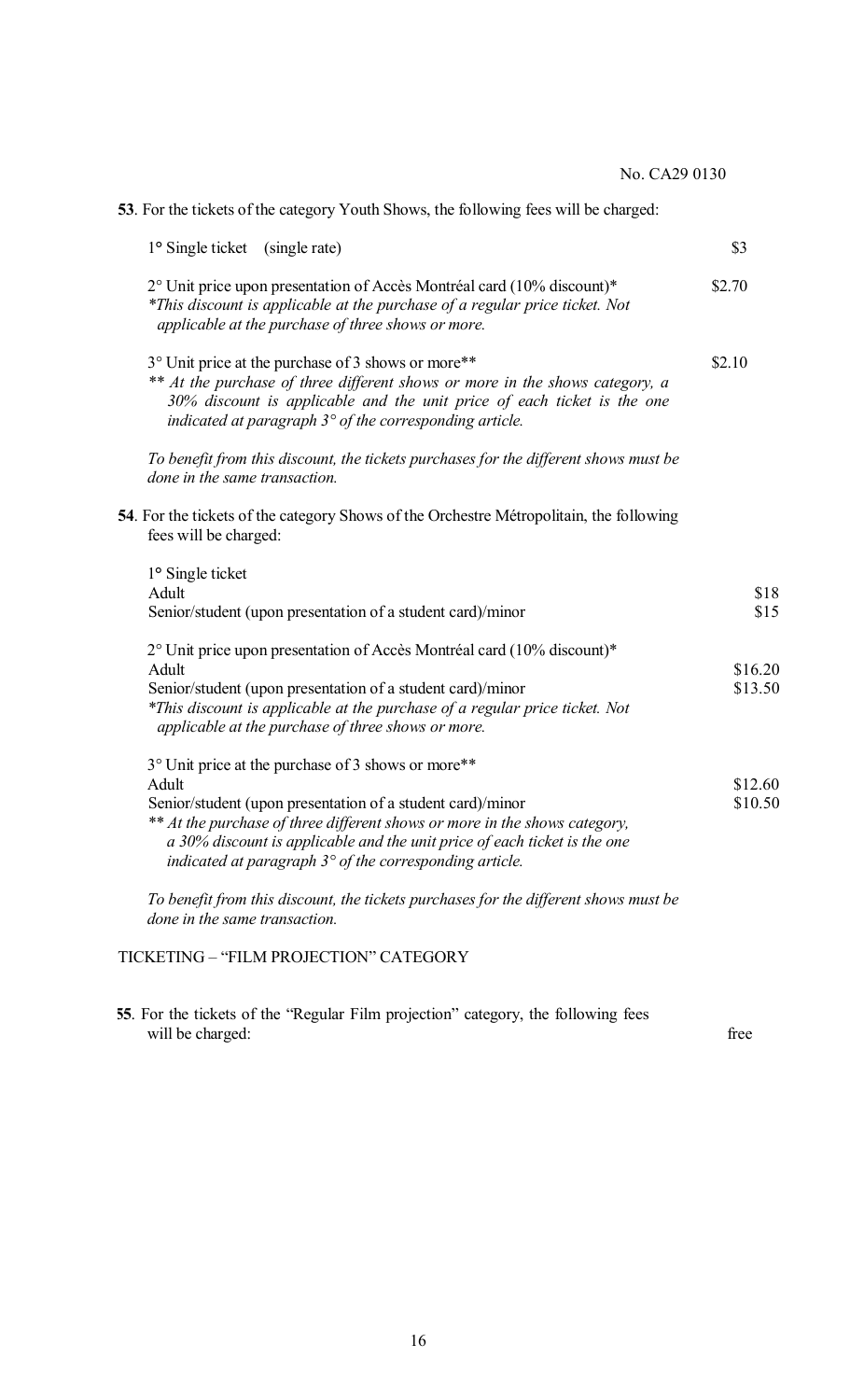No. CA29 0130

**53**. For the tickets of the category Youth Shows, the following fees will be charged:

| | |
|---|---|
| 1° Single ticket (single rate) | $3 |
| 2° Unit price upon presentation of Accès Montréal card (10% discount)* | $2.70 |
| 3° Unit price at the purchase of 3 shows or more** | $2.10 |

*\*This discount is applicable at the purchase of a regular price ticket. Not applicable at the purchase of three shows or more.*

*\*\* At the purchase of three different shows or more in the shows category, a 30% discount is applicable and the unit price of each ticket is the one indicated at paragraph 3° of the corresponding article.*

*To benefit from this discount, the tickets purchases for the different shows must be done in the same transaction.*

**54**. For the tickets of the category Shows of the Orchestre Métropolitain, the following fees will be charged:

| | |
|---|---|
| 1° Single ticket | |
| Adult | $18 |
| Senior/student (upon presentation of a student card)/minor | $15 |
| 2° Unit price upon presentation of Accès Montréal card (10% discount)* | |
| Adult | $16.20 |
| Senior/student (upon presentation of a student card)/minor | $13.50 |
| 3° Unit price at the purchase of 3 shows or more** | |
| Adult | $12.60 |
| Senior/student (upon presentation of a student card)/minor | $10.50 |

*\*This discount is applicable at the purchase of a regular price ticket. Not applicable at the purchase of three shows or more.*

*\*\* At the purchase of three different shows or more in the shows category, a 30% discount is applicable and the unit price of each ticket is the one indicated at paragraph 3° of the corresponding article.*

*To benefit from this discount, the tickets purchases for the different shows must be done in the same transaction.*

TICKETING – "FILM PROJECTION" CATEGORY

**55**. For the tickets of the "Regular Film projection" category, the following fees will be charged: free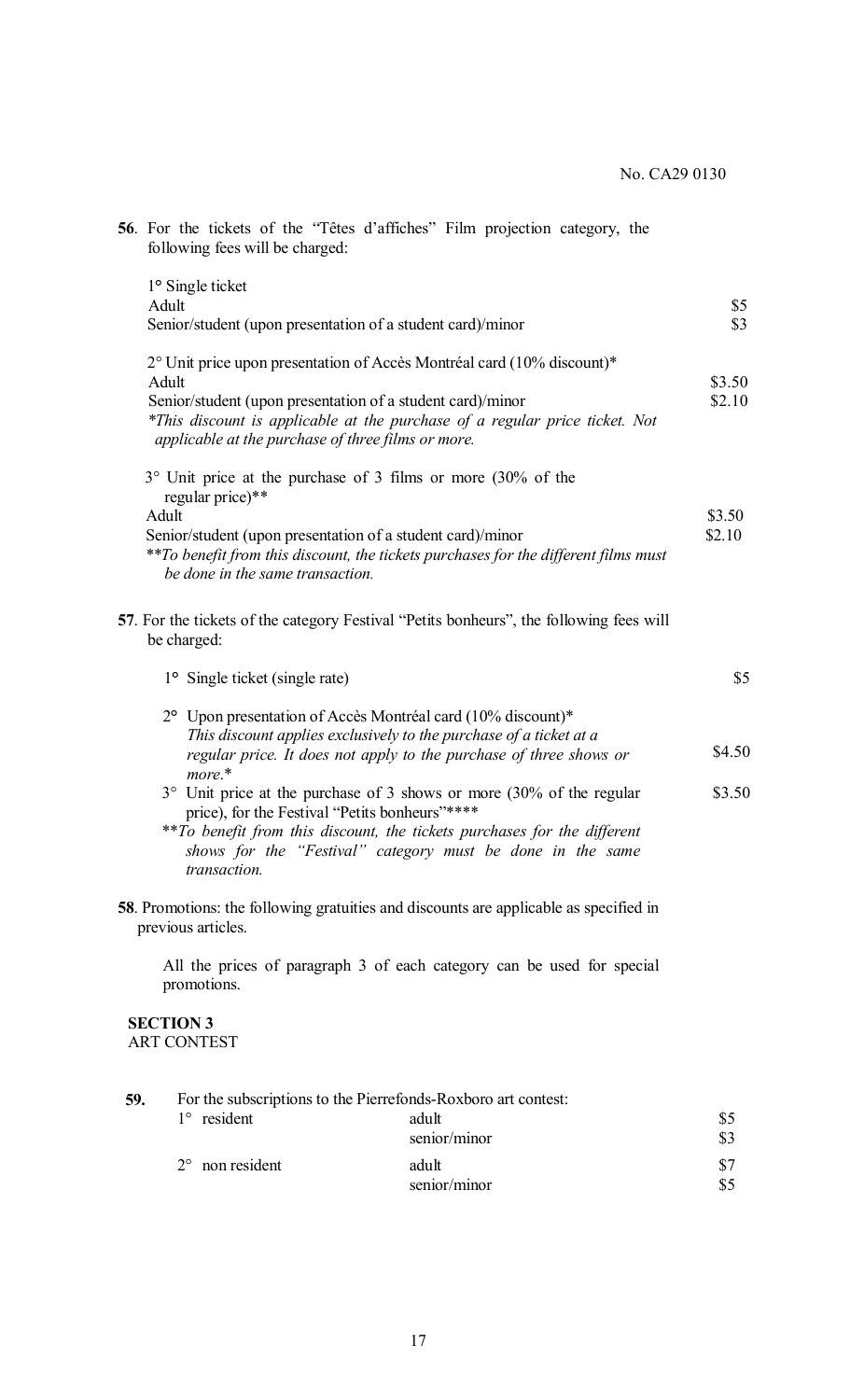No. CA29 0130

**56**. For the tickets of the "Têtes d'affiches" Film projection category, the following fees will be charged:

1° Single ticket

| | |
|---|---|
| Adult | $5 |
| Senior/student (upon presentation of a student card)/minor | $3 |

2° Unit price upon presentation of Accès Montréal card (10% discount)*

| | |
|---|---|
| Adult | $3.50 |
| Senior/student (upon presentation of a student card)/minor | $2.10 |

*\*This discount is applicable at the purchase of a regular price ticket. Not applicable at the purchase of three films or more.*

3° Unit price at the purchase of 3 films or more (30% of the regular price)**

| | |
|---|---|
| Adult | $3.50 |
| Senior/student (upon presentation of a student card)/minor | $2.10 |

*\*\*To benefit from this discount, the tickets purchases for the different films must be done in the same transaction.*

**57**. For the tickets of the category Festival "Petits bonheurs", the following fees will be charged:

| | |
|---|---|
| 1° Single ticket (single rate) | $5 |
| 2° Upon presentation of Accès Montréal card (10% discount)* *This discount applies exclusively to the purchase of a ticket at a regular price. It does not apply to the purchase of three shows or more.** | $4.50 |
| 3° Unit price at the purchase of 3 shows or more (30% of the regular price), for the Festival "Petits bonheurs"**** | $3.50 |

*\*\*To benefit from this discount, the tickets purchases for the different shows for the "Festival" category must be done in the same transaction.*

**58**. Promotions: the following gratuities and discounts are applicable as specified in previous articles.

All the prices of paragraph 3 of each category can be used for special promotions.

**SECTION 3**
ART CONTEST

**59.** For the subscriptions to the Pierrefonds-Roxboro art contest:

| | | |
|---|---|---|
| 1° resident | adult | $5 |
| | senior/minor | $3 |
| 2° non resident | adult | $7 |
| | senior/minor | $5 |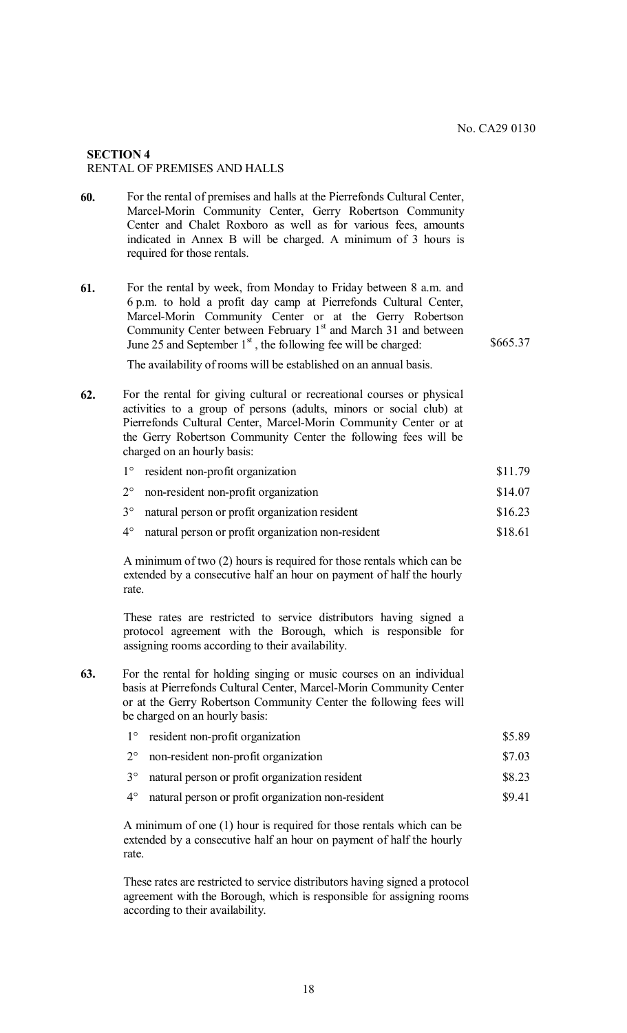No. CA29 0130

**SECTION 4**
RENTAL OF PREMISES AND HALLS

**60.** For the rental of premises and halls at the Pierrefonds Cultural Center, Marcel-Morin Community Center, Gerry Robertson Community Center and Chalet Roxboro as well as for various fees, amounts indicated in Annex B will be charged. A minimum of 3 hours is required for those rentals.

**61.** For the rental by week, from Monday to Friday between 8 a.m. and 6 p.m. to hold a profit day camp at Pierrefonds Cultural Center, Marcel-Morin Community Center or at the Gerry Robertson Community Center between February 1st and March 31 and between June 25 and September 1st, the following fee will be charged: $665.37

The availability of rooms will be established on an annual basis.

**62.** For the rental for giving cultural or recreational courses or physical activities to a group of persons (adults, minors or social club) at Pierrefonds Cultural Center, Marcel-Morin Community Center or at the Gerry Robertson Community Center the following fees will be charged on an hourly basis:

| | |
|---|---|
| 1° resident non-profit organization | $11.79 |
| 2° non-resident non-profit organization | $14.07 |
| 3° natural person or profit organization resident | $16.23 |
| 4° natural person or profit organization non-resident | $18.61 |

A minimum of two (2) hours is required for those rentals which can be extended by a consecutive half an hour on payment of half the hourly rate.

These rates are restricted to service distributors having signed a protocol agreement with the Borough, which is responsible for assigning rooms according to their availability.

**63.** For the rental for holding singing or music courses on an individual basis at Pierrefonds Cultural Center, Marcel-Morin Community Center or at the Gerry Robertson Community Center the following fees will be charged on an hourly basis:

| | |
|---|---|
| 1° resident non-profit organization | $5.89 |
| 2° non-resident non-profit organization | $7.03 |
| 3° natural person or profit organization resident | $8.23 |
| 4° natural person or profit organization non-resident | $9.41 |

A minimum of one (1) hour is required for those rentals which can be extended by a consecutive half an hour on payment of half the hourly rate.

These rates are restricted to service distributors having signed a protocol agreement with the Borough, which is responsible for assigning rooms according to their availability.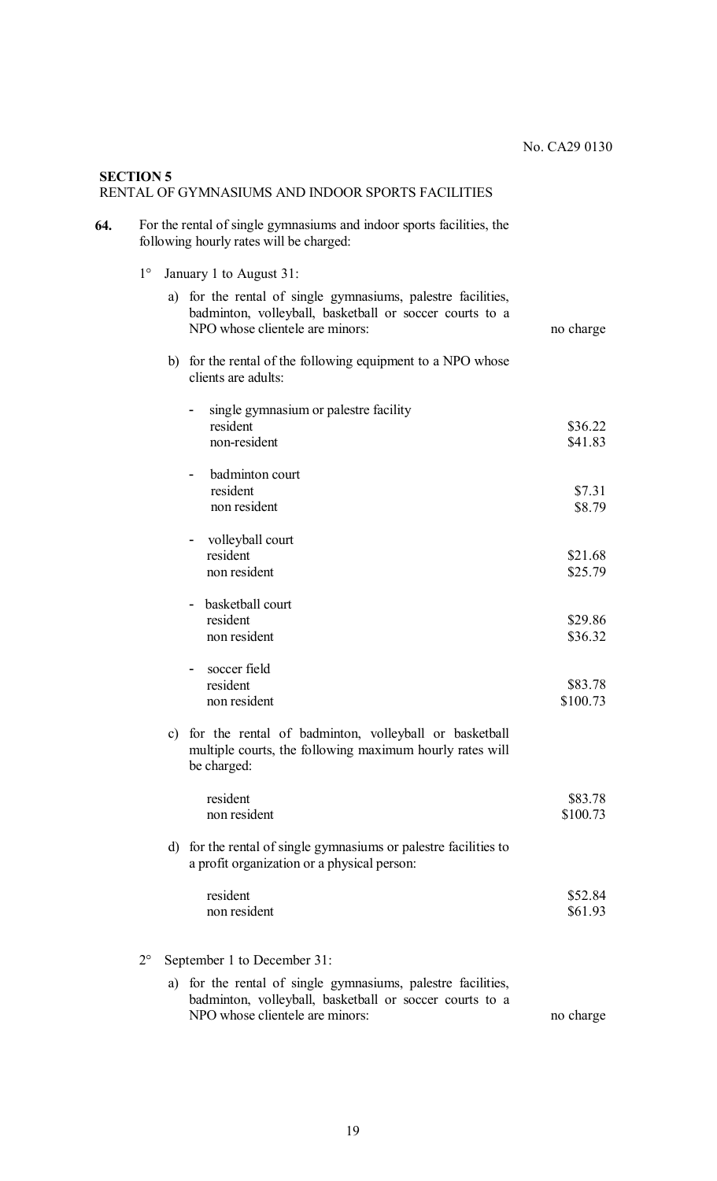No. CA29 0130

**SECTION 5**
RENTAL OF GYMNASIUMS AND INDOOR SPORTS FACILITIES

**64.** For the rental of single gymnasiums and indoor sports facilities, the following hourly rates will be charged:

1° January 1 to August 31:

a) for the rental of single gymnasiums, palestre facilities, badminton, volleyball, basketball or soccer courts to a NPO whose clientele are minors: no charge

b) for the rental of the following equipment to a NPO whose clients are adults:

| | |
|---|---|
| - single gymnasium or palestre facility | |
| resident | $36.22 |
| non-resident | $41.83 |
| - badminton court | |
| resident | $7.31 |
| non resident | $8.79 |
| - volleyball court | |
| resident | $21.68 |
| non resident | $25.79 |
| - basketball court | |
| resident | $29.86 |
| non resident | $36.32 |
| - soccer field | |
| resident | $83.78 |
| non resident | $100.73 |

c) for the rental of badminton, volleyball or basketball multiple courts, the following maximum hourly rates will be charged:

| | |
|---|---|
| resident | $83.78 |
| non resident | $100.73 |

d) for the rental of single gymnasiums or palestre facilities to a profit organization or a physical person:

| | |
|---|---|
| resident | $52.84 |
| non resident | $61.93 |

2° September 1 to December 31:

a) for the rental of single gymnasiums, palestre facilities, badminton, volleyball, basketball or soccer courts to a NPO whose clientele are minors: no charge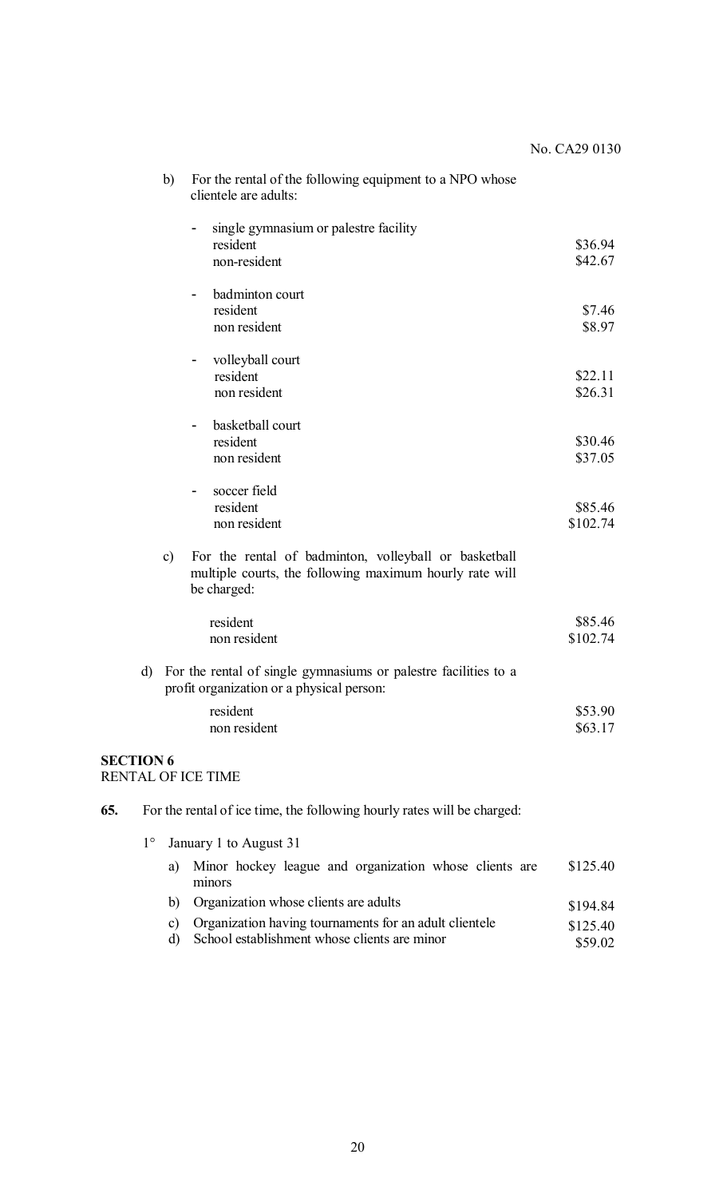b) For the rental of the following equipment to a NPO whose clientele are adults:

- single gymnasium or palestre facility

| | |
|---|---|
| resident | \$36.94 |
| non-resident | \$42.67 |

- badminton court

| | |
|---|---|
| resident | \$7.46 |
| non resident | \$8.97 |

- volleyball court

| | |
|---|---|
| resident | \$22.11 |
| non resident | \$26.31 |

- basketball court

| | |
|---|---|
| resident | \$30.46 |
| non resident | \$37.05 |

- soccer field

| | |
|---|---|
| resident | \$85.46 |
| non resident | \$102.74 |

c) For the rental of badminton, volleyball or basketball multiple courts, the following maximum hourly rate will be charged:

| | |
|---|---|
| resident | \$85.46 |
| non resident | \$102.74 |

d) For the rental of single gymnasiums or palestre facilities to a profit organization or a physical person:

| | |
|---|---|
| resident | \$53.90 |
| non resident | \$63.17 |

**SECTION 6**
RENTAL OF ICE TIME

**65.** For the rental of ice time, the following hourly rates will be charged:

1° January 1 to August 31

| | | |
|---|---|---|
| a) | Minor hockey league and organization whose clients are minors | \$125.40 |
| b) | Organization whose clients are adults | \$194.84 |
| c) | Organization having tournaments for an adult clientele | \$125.40 |
| d) | School establishment whose clients are minor | \$59.02 |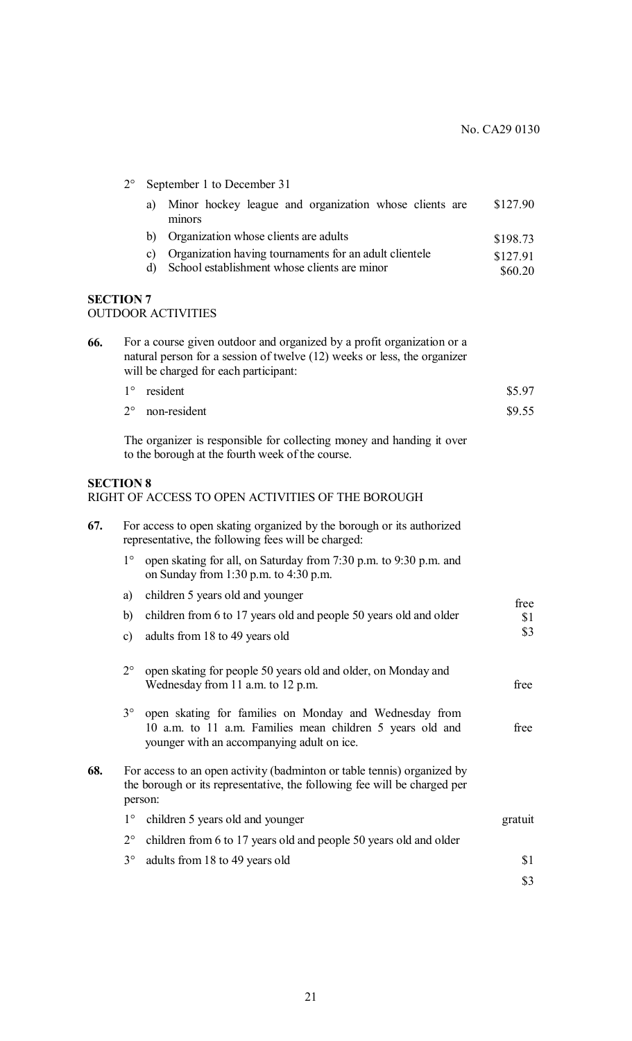2° September 1 to December 31

a) Minor hockey league and organization whose clients are minors — $127.90

b) Organization whose clients are adults — $198.73

c) Organization having tournaments for an adult clientele — $127.91

d) School establishment whose clients are minor — $60.20

**SECTION 7**
OUTDOOR ACTIVITIES

**66.** For a course given outdoor and organized by a profit organization or a natural person for a session of twelve (12) weeks or less, the organizer will be charged for each participant:

1° resident — $5.97

2° non-resident — $9.55

The organizer is responsible for collecting money and handing it over to the borough at the fourth week of the course.

**SECTION 8**
RIGHT OF ACCESS TO OPEN ACTIVITIES OF THE BOROUGH

**67.** For access to open skating organized by the borough or its authorized representative, the following fees will be charged:

1° open skating for all, on Saturday from 7:30 p.m. to 9:30 p.m. and on Sunday from 1:30 p.m. to 4:30 p.m.

a) children 5 years old and younger — free

b) children from 6 to 17 years old and people 50 years old and older — $1

c) adults from 18 to 49 years old — $3

2° open skating for people 50 years old and older, on Monday and Wednesday from 11 a.m. to 12 p.m. — free

3° open skating for families on Monday and Wednesday from 10 a.m. to 11 a.m. Families mean children 5 years old and younger with an accompanying adult on ice. — free

**68.** For access to an open activity (badminton or table tennis) organized by the borough or its representative, the following fee will be charged per person:

1° children 5 years old and younger — gratuit

2° children from 6 to 17 years old and people 50 years old and older — $1

3° adults from 18 to 49 years old — $3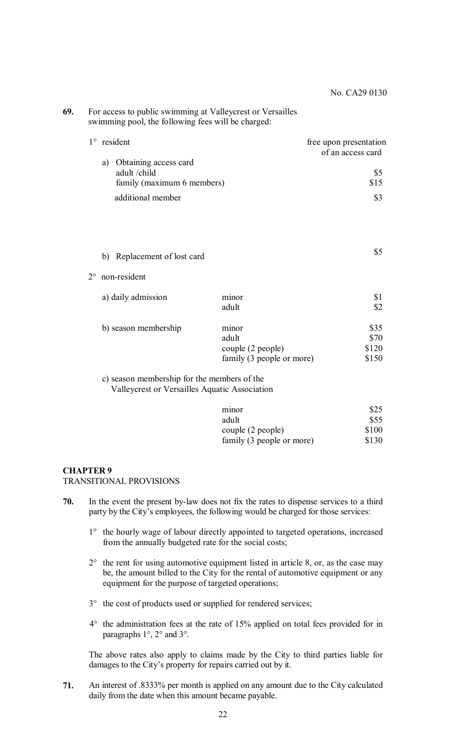No. CA29 0130

**69.** For access to public swimming at Valleycrest or Versailles swimming pool, the following fees will be charged:

1° resident — free upon presentation of an access card

a) Obtaining access card

| | |
|---|---|
| adult /child | $5 |
| family (maximum 6 members) | $15 |
| additional member | $3 |

b) Replacement of lost card — $5

2° non-resident

| | | |
|---|---|---|
| a) daily admission | minor | $1 |
| | adult | $2 |
| b) season membership | minor | $35 |
| | adult | $70 |
| | couple (2 people) | $120 |
| | family (3 people or more) | $150 |

c) season membership for the members of the Valleycrest or Versailles Aquatic Association

| | |
|---|---|
| minor | $25 |
| adult | $55 |
| couple (2 people) | $100 |
| family (3 people or more) | $130 |

## CHAPTER 9
TRANSITIONAL PROVISIONS

**70.** In the event the present by-law does not fix the rates to dispense services to a third party by the City's employees, the following would be charged for those services:

1° the hourly wage of labour directly appointed to targeted operations, increased from the annually budgeted rate for the social costs;

2° the rent for using automotive equipment listed in article 8, or, as the case may be, the amount billed to the City for the rental of automotive equipment or any equipment for the purpose of targeted operations;

3° the cost of products used or supplied for rendered services;

4° the administration fees at the rate of 15% applied on total fees provided for in paragraphs 1°, 2° and 3°.

The above rates also apply to claims made by the City to third parties liable for damages to the City's property for repairs carried out by it.

**71.** An interest of .8333% per month is applied on any amount due to the City calculated daily from the date when this amount became payable.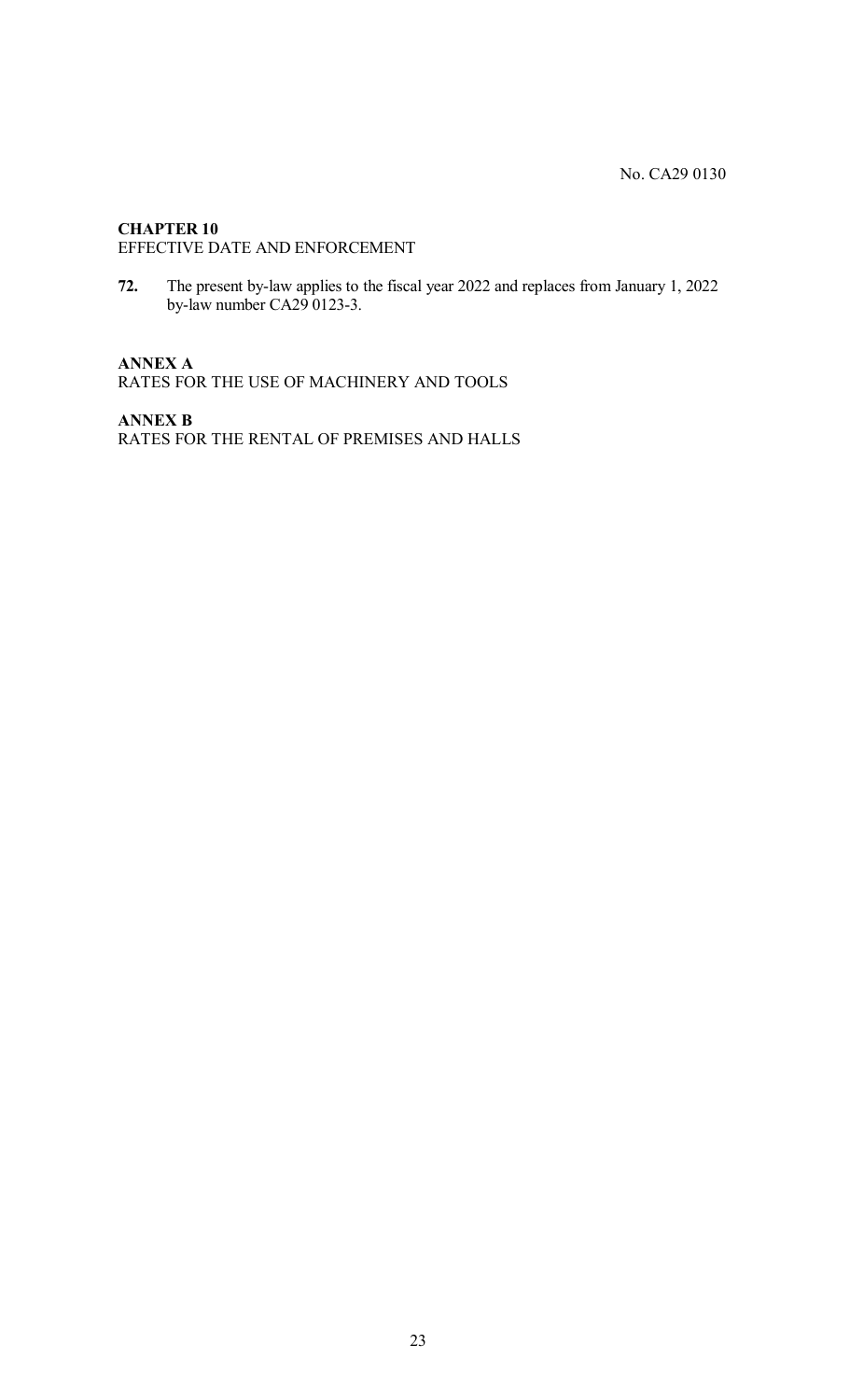No. CA29 0130

**CHAPTER 10**
EFFECTIVE DATE AND ENFORCEMENT

**72.** The present by-law applies to the fiscal year 2022 and replaces from January 1, 2022 by-law number CA29 0123-3.

**ANNEX A**
RATES FOR THE USE OF MACHINERY AND TOOLS

**ANNEX B**
RATES FOR THE RENTAL OF PREMISES AND HALLS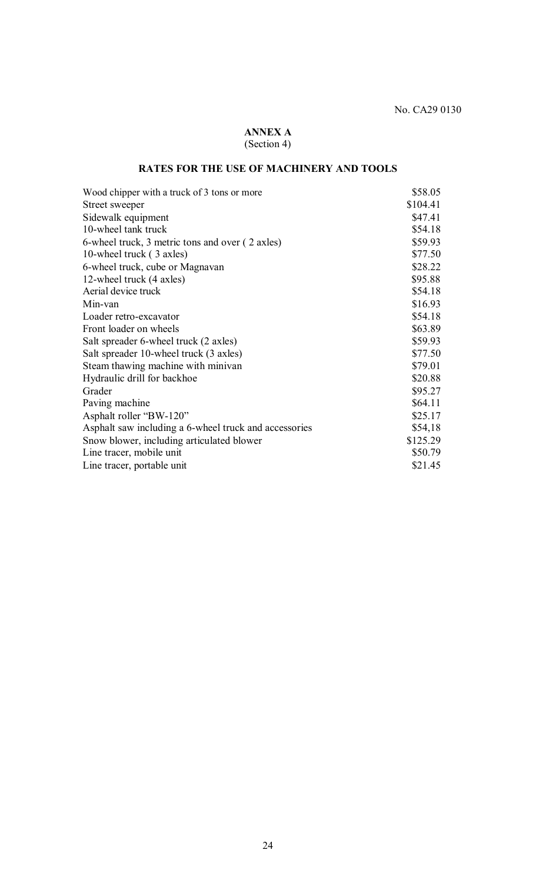## ANNEX A
(Section 4)

## RATES FOR THE USE OF MACHINERY AND TOOLS

| | |
|---|---|
| Wood chipper with a truck of 3 tons or more | $58.05 |
| Street sweeper | $104.41 |
| Sidewalk equipment | $47.41 |
| 10-wheel tank truck | $54.18 |
| 6-wheel truck, 3 metric tons and over ( 2 axles) | $59.93 |
| 10-wheel truck ( 3 axles) | $77.50 |
| 6-wheel truck, cube or Magnavan | $28.22 |
| 12-wheel truck (4 axles) | $95.88 |
| Aerial device truck | $54.18 |
| Min-van | $16.93 |
| Loader retro-excavator | $54.18 |
| Front loader on wheels | $63.89 |
| Salt spreader 6-wheel truck (2 axles) | $59.93 |
| Salt spreader 10-wheel truck (3 axles) | $77.50 |
| Steam thawing machine with minivan | $79.01 |
| Hydraulic drill for backhoe | $20.88 |
| Grader | $95.27 |
| Paving machine | $64.11 |
| Asphalt roller "BW-120" | $25.17 |
| Asphalt saw including a 6-wheel truck and accessories | $54,18 |
| Snow blower, including articulated blower | $125.29 |
| Line tracer, mobile unit | $50.79 |
| Line tracer, portable unit | $21.45 |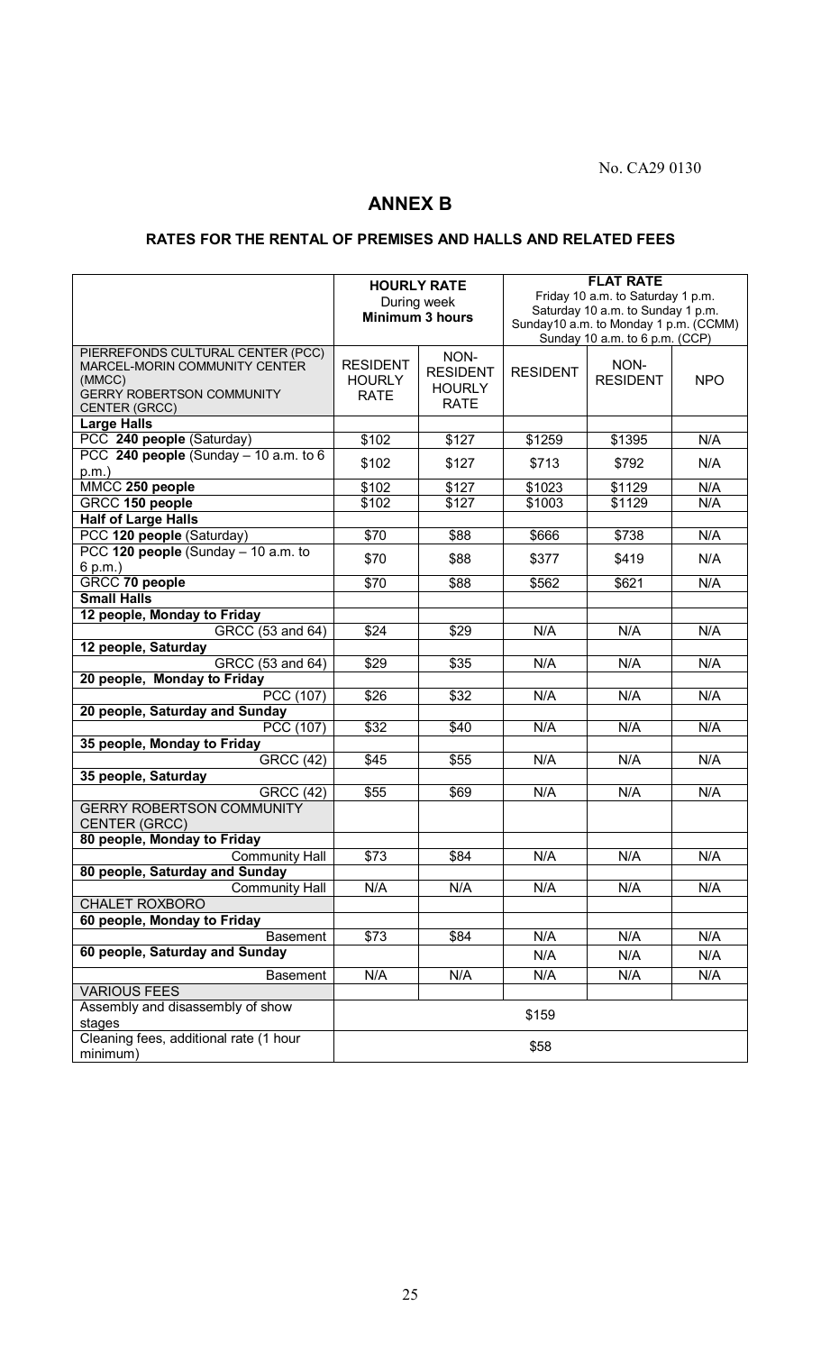No. CA29 0130

# ANNEX B

## RATES FOR THE RENTAL OF PREMISES AND HALLS AND RELATED FEES

| | **HOURLY RATE** During week **Minimum 3 hours** | | **FLAT RATE** Friday 10 a.m. to Saturday 1 p.m. Saturday 10 a.m. to Sunday 1 p.m. Sunday10 a.m. to Monday 1 p.m. (CCMM) Sunday 10 a.m. to 6 p.m. (CCP) | | |
|---|---|---|---|---|---|
| PIERREFONDS CULTURAL CENTER (PCC) MARCEL-MORIN COMMUNITY CENTER (MMCC) GERRY ROBERTSON COMMUNITY CENTER (GRCC) | RESIDENT HOURLY RATE | NON-RESIDENT HOURLY RATE | RESIDENT | NON-RESIDENT | NPO |
| **Large Halls** | | | | | |
| PCC **240 people** (Saturday) | $102 | $127 | $1259 | $1395 | N/A |
| PCC **240 people** (Sunday – 10 a.m. to 6 p.m.) | $102 | $127 | $713 | $792 | N/A |
| MMCC **250 people** | $102 | $127 | $1023 | $1129 | N/A |
| GRCC **150 people** | $102 | $127 | $1003 | $1129 | N/A |
| **Half of Large Halls** | | | | | |
| PCC **120 people** (Saturday) | $70 | $88 | $666 | $738 | N/A |
| PCC **120 people** (Sunday – 10 a.m. to 6 p.m.) | $70 | $88 | $377 | $419 | N/A |
| GRCC **70 people** | $70 | $88 | $562 | $621 | N/A |
| **Small Halls** | | | | | |
| **12 people, Monday to Friday** | | | | | |
| GRCC (53 and 64) | $24 | $29 | N/A | N/A | N/A |
| **12 people, Saturday** | | | | | |
| GRCC (53 and 64) | $29 | $35 | N/A | N/A | N/A |
| **20 people, Monday to Friday** | | | | | |
| PCC (107) | $26 | $32 | N/A | N/A | N/A |
| **20 people, Saturday and Sunday** | | | | | |
| PCC (107) | $32 | $40 | N/A | N/A | N/A |
| **35 people, Monday to Friday** | | | | | |
| GRCC (42) | $45 | $55 | N/A | N/A | N/A |
| **35 people, Saturday** | | | | | |
| GRCC (42) | $55 | $69 | N/A | N/A | N/A |
| GERRY ROBERTSON COMMUNITY CENTER (GRCC) | | | | | |
| **80 people, Monday to Friday** | | | | | |
| Community Hall | $73 | $84 | N/A | N/A | N/A |
| **80 people, Saturday and Sunday** | | | | | |
| Community Hall | N/A | N/A | N/A | N/A | N/A |
| CHALET ROXBORO | | | | | |
| **60 people, Monday to Friday** | | | | | |
| Basement | $73 | $84 | N/A | N/A | N/A |
| **60 people, Saturday and Sunday** | | | N/A | N/A | N/A |
| Basement | N/A | N/A | N/A | N/A | N/A |
| VARIOUS FEES | | | | | |
| Assembly and disassembly of show stages | $159 | | | | |
| Cleaning fees, additional rate (1 hour minimum) | $58 | | | | |